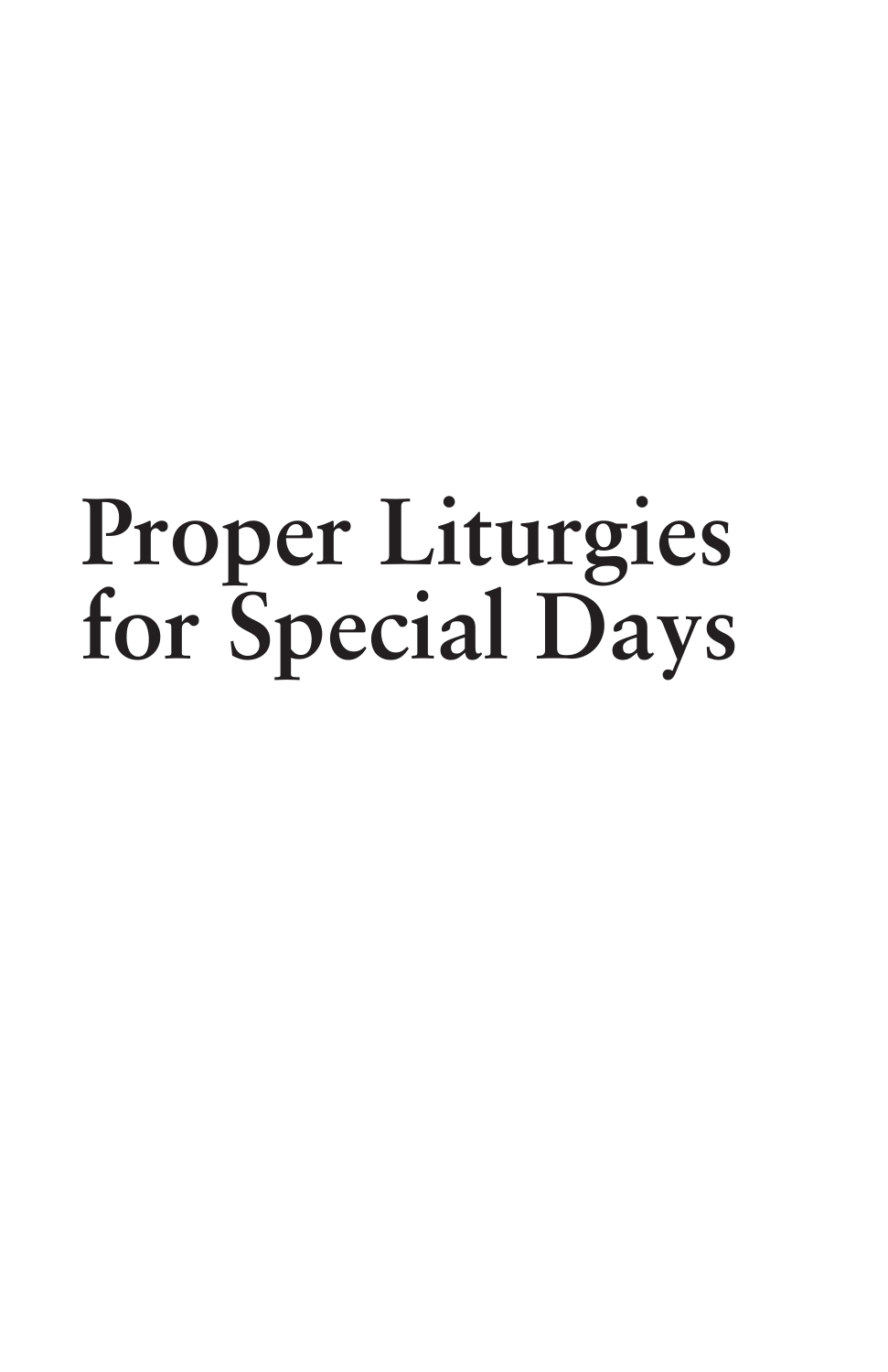# Proper Liturgies for Special Days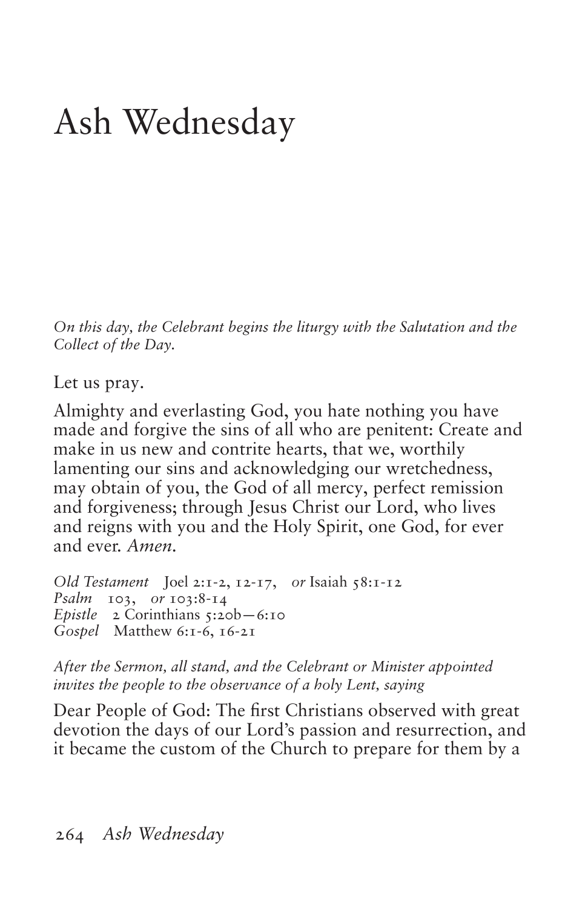# Ash Wednesday

*On this day, the Celebrant begins the liturgy with the Salutation and the Collect of the Day.*

Let us pray.

Almighty and everlasting God, you hate nothing you have made and forgive the sins of all who are penitent: Create and make in us new and contrite hearts, that we, worthily lamenting our sins and acknowledging our wretchedness, may obtain of you, the God of all mercy, perfect remission and forgiveness; through Jesus Christ our Lord, who lives and reigns with you and the Holy Spirit, one God, for ever and ever. *Amen.*

*Old Testament* Joel 2:1-2, 12-17, *or* Isaiah 58:1-12
*Psalm* 103, *or* 103:8-14
*Epistle* 2 Corinthians 5:20b—6:10
*Gospel* Matthew 6:1-6, 16-21

*After the Sermon, all stand, and the Celebrant or Minister appointed invites the people to the observance of a holy Lent, saying*

Dear People of God: The first Christians observed with great devotion the days of our Lord's passion and resurrection, and it became the custom of the Church to prepare for them by a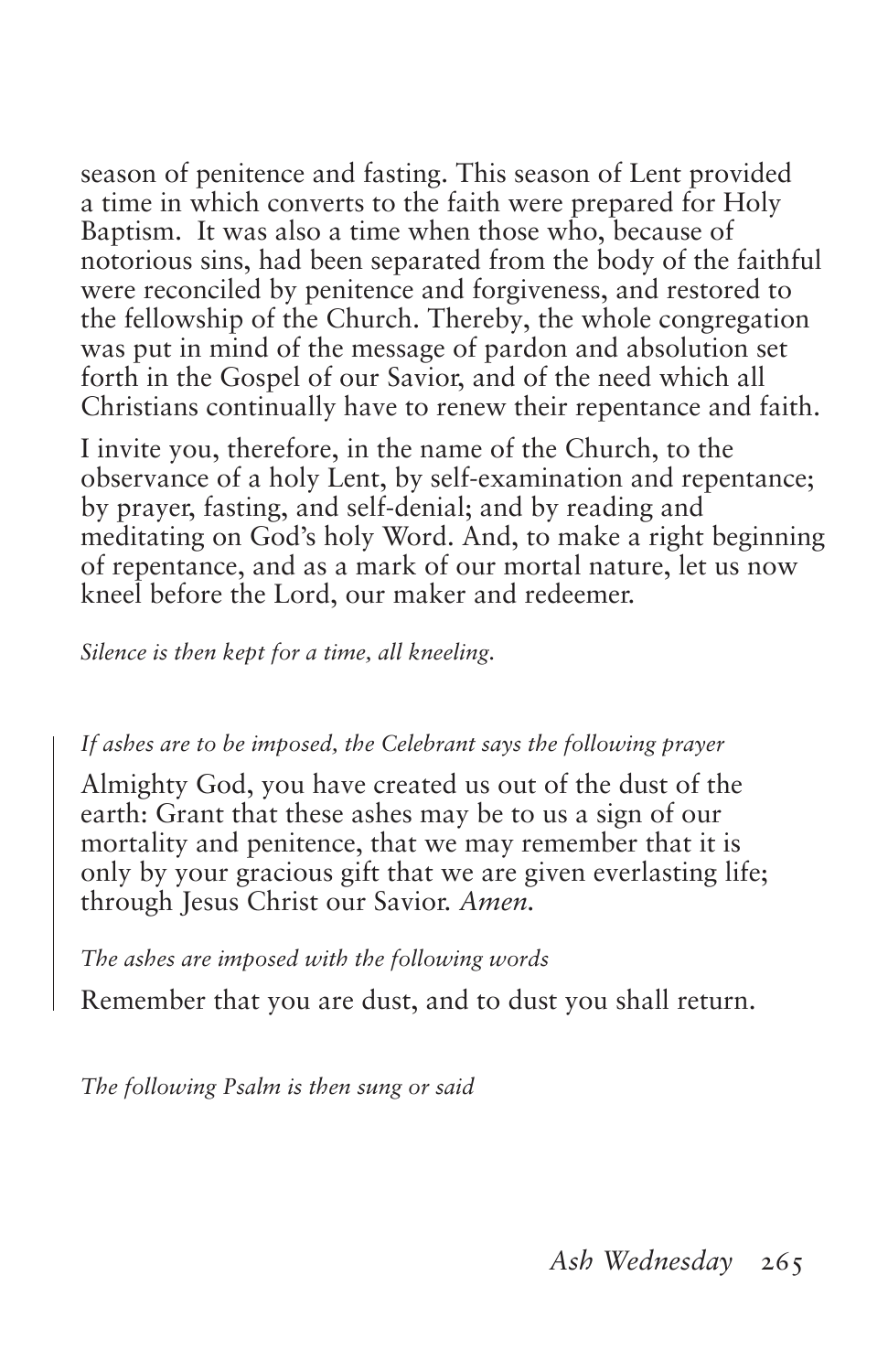season of penitence and fasting. This season of Lent provided a time in which converts to the faith were prepared for Holy Baptism. It was also a time when those who, because of notorious sins, had been separated from the body of the faithful were reconciled by penitence and forgiveness, and restored to the fellowship of the Church. Thereby, the whole congregation was put in mind of the message of pardon and absolution set forth in the Gospel of our Savior, and of the need which all Christians continually have to renew their repentance and faith.

I invite you, therefore, in the name of the Church, to the observance of a holy Lent, by self-examination and repentance; by prayer, fasting, and self-denial; and by reading and meditating on God's holy Word. And, to make a right beginning of repentance, and as a mark of our mortal nature, let us now kneel before the Lord, our maker and redeemer.

*Silence is then kept for a time, all kneeling.*

*If ashes are to be imposed, the Celebrant says the following prayer*

Almighty God, you have created us out of the dust of the earth: Grant that these ashes may be to us a sign of our mortality and penitence, that we may remember that it is only by your gracious gift that we are given everlasting life; through Jesus Christ our Savior. *Amen.*

*The ashes are imposed with the following words*

Remember that you are dust, and to dust you shall return.

*The following Psalm is then sung or said*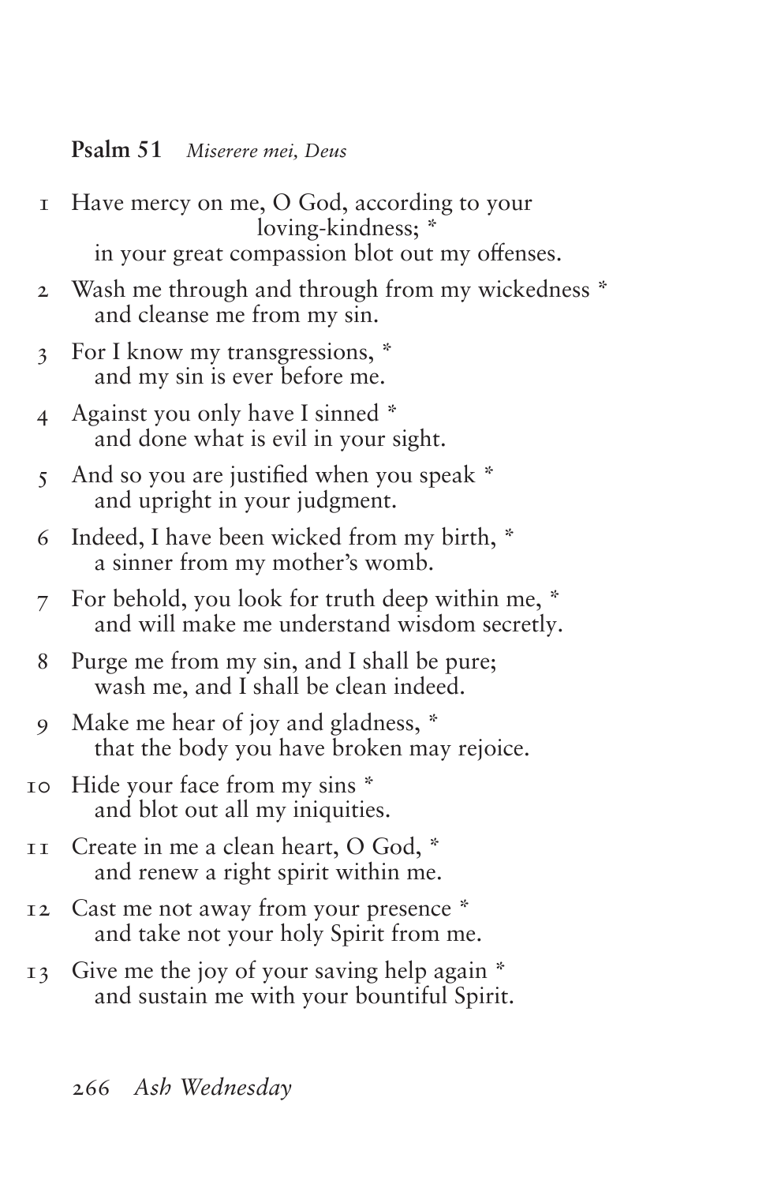**Psalm 51** *Miserere mei, Deus*

1 Have mercy on me, O God, according to your loving-kindness; *
in your great compassion blot out my offenses.

2 Wash me through and through from my wickedness *
and cleanse me from my sin.

3 For I know my transgressions, *
and my sin is ever before me.

4 Against you only have I sinned *
and done what is evil in your sight.

5 And so you are justified when you speak *
and upright in your judgment.

6 Indeed, I have been wicked from my birth, *
a sinner from my mother's womb.

7 For behold, you look for truth deep within me, *
and will make me understand wisdom secretly.

8 Purge me from my sin, and I shall be pure;
wash me, and I shall be clean indeed.

9 Make me hear of joy and gladness, *
that the body you have broken may rejoice.

10 Hide your face from my sins *
and blot out all my iniquities.

11 Create in me a clean heart, O God, *
and renew a right spirit within me.

12 Cast me not away from your presence *
and take not your holy Spirit from me.

13 Give me the joy of your saving help again *
and sustain me with your bountiful Spirit.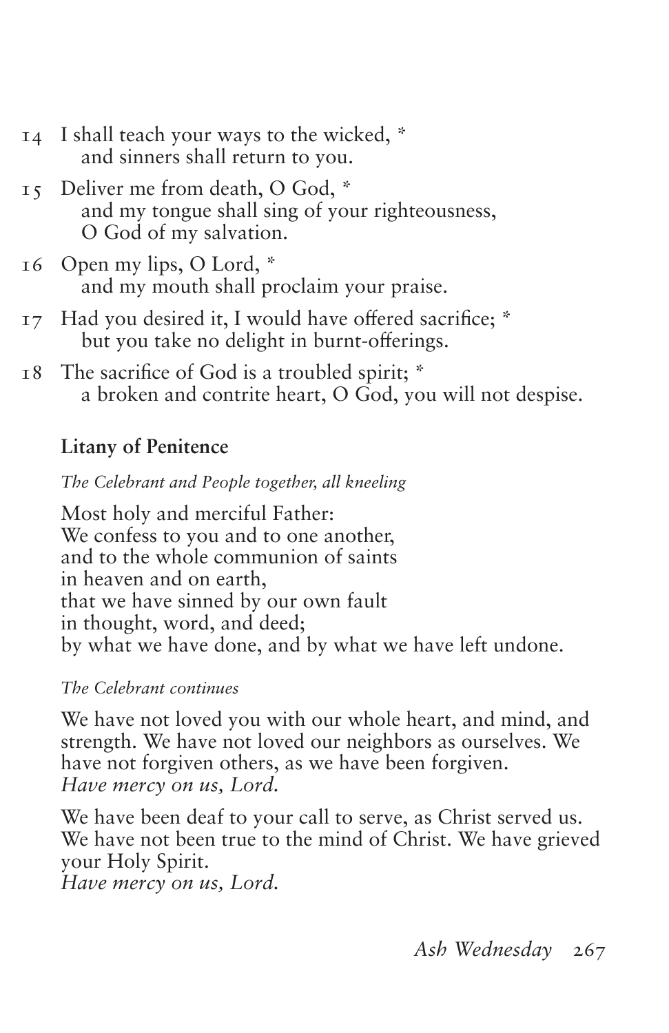14 I shall teach your ways to the wicked, *
    and sinners shall return to you.

15 Deliver me from death, O God, *
    and my tongue shall sing of your righteousness,
    O God of my salvation.

16 Open my lips, O Lord, *
    and my mouth shall proclaim your praise.

17 Had you desired it, I would have offered sacrifice; *
    but you take no delight in burnt-offerings.

18 The sacrifice of God is a troubled spirit; *
    a broken and contrite heart, O God, you will not despise.

**Litany of Penitence**

*The Celebrant and People together, all kneeling*

Most holy and merciful Father:
We confess to you and to one another,
and to the whole communion of saints
in heaven and on earth,
that we have sinned by our own fault
in thought, word, and deed;
by what we have done, and by what we have left undone.

*The Celebrant continues*

We have not loved you with our whole heart, and mind, and strength. We have not loved our neighbors as ourselves. We have not forgiven others, as we have been forgiven.
*Have mercy on us, Lord.*

We have been deaf to your call to serve, as Christ served us. We have not been true to the mind of Christ. We have grieved your Holy Spirit.
*Have mercy on us, Lord.*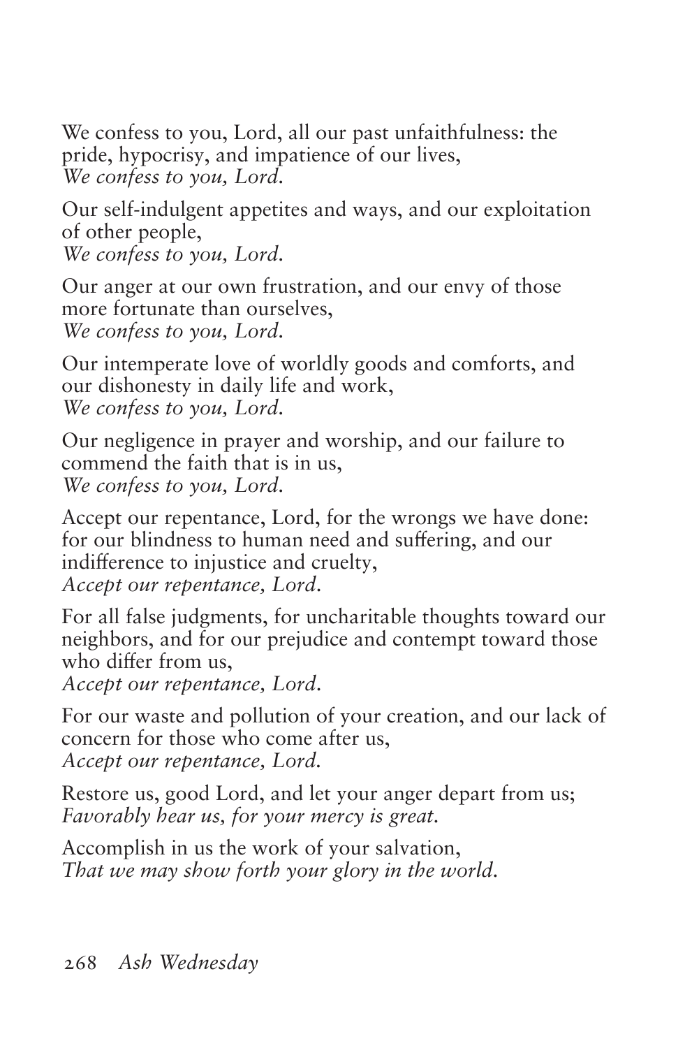We confess to you, Lord, all our past unfaithfulness: the pride, hypocrisy, and impatience of our lives,
*We confess to you, Lord.*

Our self-indulgent appetites and ways, and our exploitation of other people,
*We confess to you, Lord.*

Our anger at our own frustration, and our envy of those more fortunate than ourselves,
*We confess to you, Lord.*

Our intemperate love of worldly goods and comforts, and our dishonesty in daily life and work,
*We confess to you, Lord.*

Our negligence in prayer and worship, and our failure to commend the faith that is in us,
*We confess to you, Lord.*

Accept our repentance, Lord, for the wrongs we have done: for our blindness to human need and suffering, and our indifference to injustice and cruelty,
*Accept our repentance, Lord.*

For all false judgments, for uncharitable thoughts toward our neighbors, and for our prejudice and contempt toward those who differ from us,
*Accept our repentance, Lord.*

For our waste and pollution of your creation, and our lack of concern for those who come after us,
*Accept our repentance, Lord.*

Restore us, good Lord, and let your anger depart from us;
*Favorably hear us, for your mercy is great.*

Accomplish in us the work of your salvation,
*That we may show forth your glory in the world.*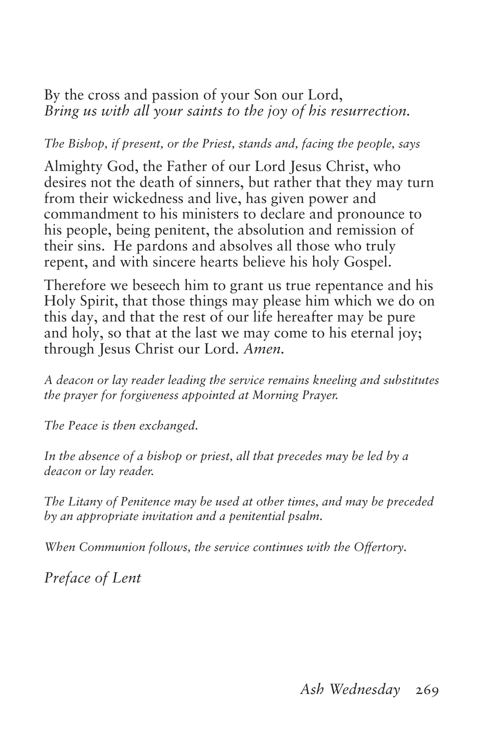By the cross and passion of your Son our Lord,
*Bring us with all your saints to the joy of his resurrection.*

*The Bishop, if present, or the Priest, stands and, facing the people, says*

Almighty God, the Father of our Lord Jesus Christ, who desires not the death of sinners, but rather that they may turn from their wickedness and live, has given power and commandment to his ministers to declare and pronounce to his people, being penitent, the absolution and remission of their sins. He pardons and absolves all those who truly repent, and with sincere hearts believe his holy Gospel.

Therefore we beseech him to grant us true repentance and his Holy Spirit, that those things may please him which we do on this day, and that the rest of our life hereafter may be pure and holy, so that at the last we may come to his eternal joy; through Jesus Christ our Lord. *Amen.*

*A deacon or lay reader leading the service remains kneeling and substitutes the prayer for forgiveness appointed at Morning Prayer.*

*The Peace is then exchanged.*

*In the absence of a bishop or priest, all that precedes may be led by a deacon or lay reader.*

*The Litany of Penitence may be used at other times, and may be preceded by an appropriate invitation and a penitential psalm.*

*When Communion follows, the service continues with the Offertory.*

*Preface of Lent*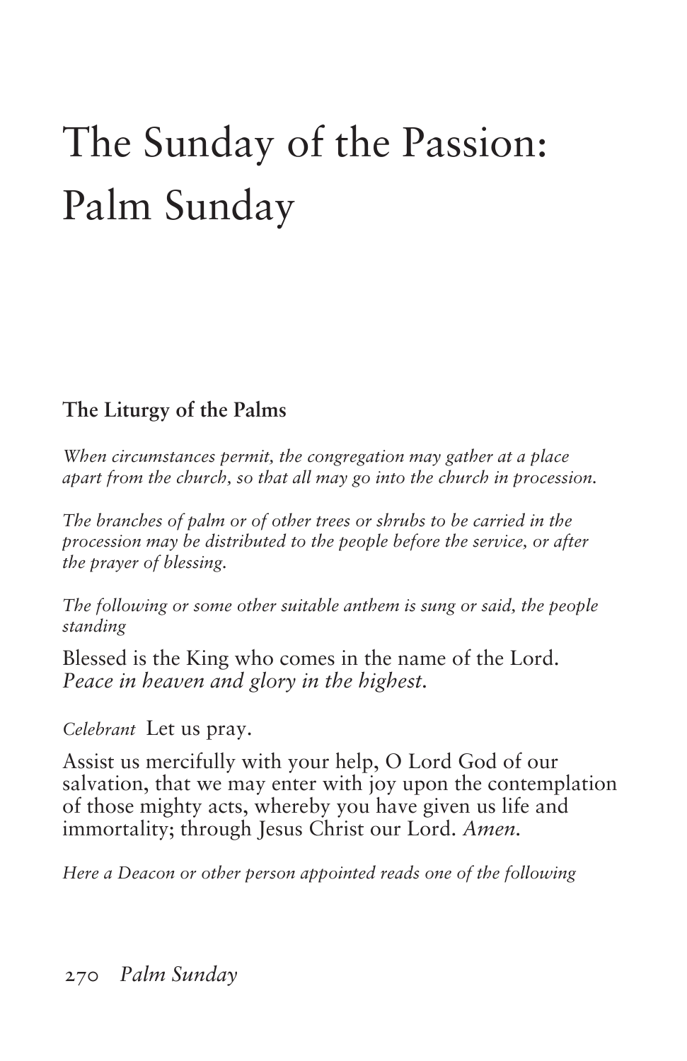# The Sunday of the Passion: Palm Sunday

## The Liturgy of the Palms

*When circumstances permit, the congregation may gather at a place apart from the church, so that all may go into the church in procession.*

*The branches of palm or of other trees or shrubs to be carried in the procession may be distributed to the people before the service, or after the prayer of blessing.*

*The following or some other suitable anthem is sung or said, the people standing*

Blessed is the King who comes in the name of the Lord.
*Peace in heaven and glory in the highest.*

*Celebrant* Let us pray.

Assist us mercifully with your help, O Lord God of our salvation, that we may enter with joy upon the contemplation of those mighty acts, whereby you have given us life and immortality; through Jesus Christ our Lord. *Amen.*

*Here a Deacon or other person appointed reads one of the following*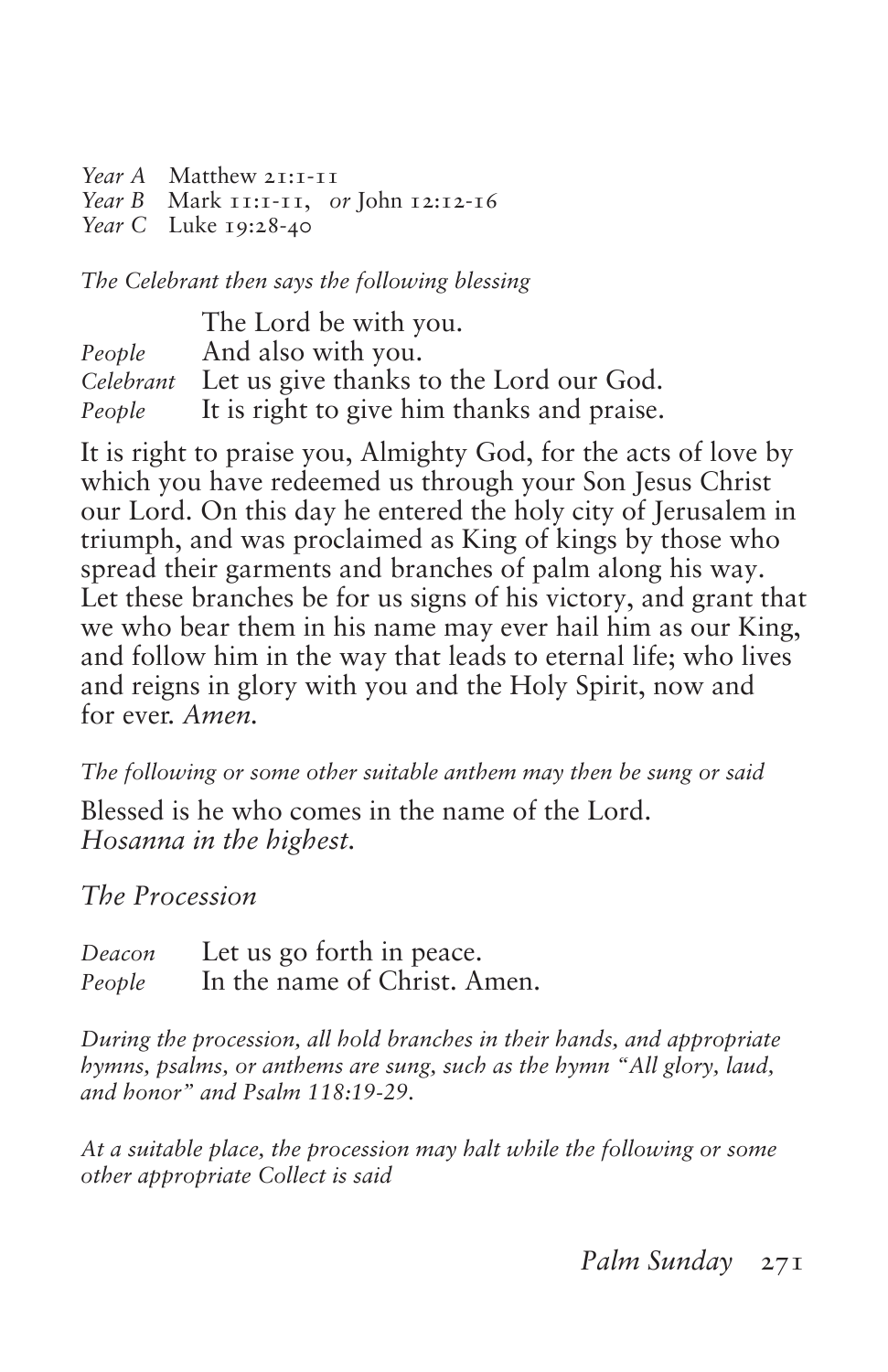*Year A* Matthew 21:1-11
*Year B* Mark 11:1-11, *or* John 12:12-16
*Year C* Luke 19:28-40

*The Celebrant then says the following blessing*

The Lord be with you.
*People* And also with you.
*Celebrant* Let us give thanks to the Lord our God.
*People* It is right to give him thanks and praise.

It is right to praise you, Almighty God, for the acts of love by which you have redeemed us through your Son Jesus Christ our Lord. On this day he entered the holy city of Jerusalem in triumph, and was proclaimed as King of kings by those who spread their garments and branches of palm along his way. Let these branches be for us signs of his victory, and grant that we who bear them in his name may ever hail him as our King, and follow him in the way that leads to eternal life; who lives and reigns in glory with you and the Holy Spirit, now and for ever. *Amen.*

*The following or some other suitable anthem may then be sung or said*

Blessed is he who comes in the name of the Lord.
*Hosanna in the highest.*

*The Procession*

*Deacon* Let us go forth in peace.
*People* In the name of Christ. Amen.

*During the procession, all hold branches in their hands, and appropriate hymns, psalms, or anthems are sung, such as the hymn "All glory, laud, and honor" and Psalm 118:19-29.*

*At a suitable place, the procession may halt while the following or some other appropriate Collect is said*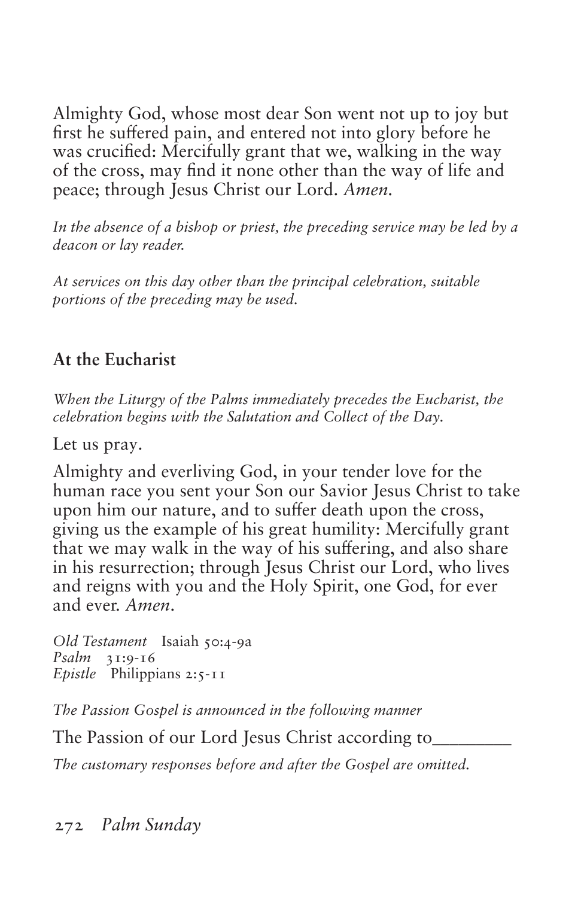Almighty God, whose most dear Son went not up to joy but first he suffered pain, and entered not into glory before he was crucified: Mercifully grant that we, walking in the way of the cross, may find it none other than the way of life and peace; through Jesus Christ our Lord. *Amen.*

*In the absence of a bishop or priest, the preceding service may be led by a deacon or lay reader.*

*At services on this day other than the principal celebration, suitable portions of the preceding may be used.*

## At the Eucharist

*When the Liturgy of the Palms immediately precedes the Eucharist, the celebration begins with the Salutation and Collect of the Day.*

Let us pray.

Almighty and everliving God, in your tender love for the human race you sent your Son our Savior Jesus Christ to take upon him our nature, and to suffer death upon the cross, giving us the example of his great humility: Mercifully grant that we may walk in the way of his suffering, and also share in his resurrection; through Jesus Christ our Lord, who lives and reigns with you and the Holy Spirit, one God, for ever and ever. *Amen.*

*Old Testament* Isaiah 50:4-9a
*Psalm* 31:9-16
*Epistle* Philippians 2:5-11

*The Passion Gospel is announced in the following manner*

The Passion of our Lord Jesus Christ according to________

*The customary responses before and after the Gospel are omitted.*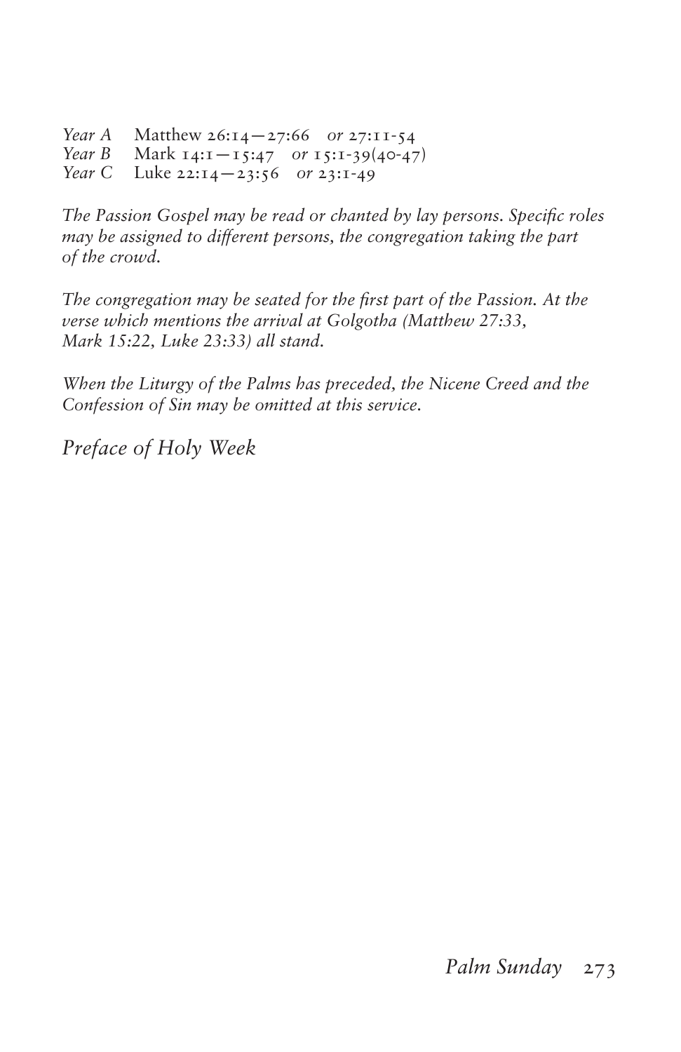*Year A* Matthew 26:14—27:66 *or* 27:11-54
*Year B* Mark 14:1—15:47 *or* 15:1-39(40-47)
*Year C* Luke 22:14—23:56 *or* 23:1-49

*The Passion Gospel may be read or chanted by lay persons. Specific roles may be assigned to different persons, the congregation taking the part of the crowd.*

*The congregation may be seated for the first part of the Passion. At the verse which mentions the arrival at Golgotha (Matthew 27:33, Mark 15:22, Luke 23:33) all stand.*

*When the Liturgy of the Palms has preceded, the Nicene Creed and the Confession of Sin may be omitted at this service.*

*Preface of Holy Week*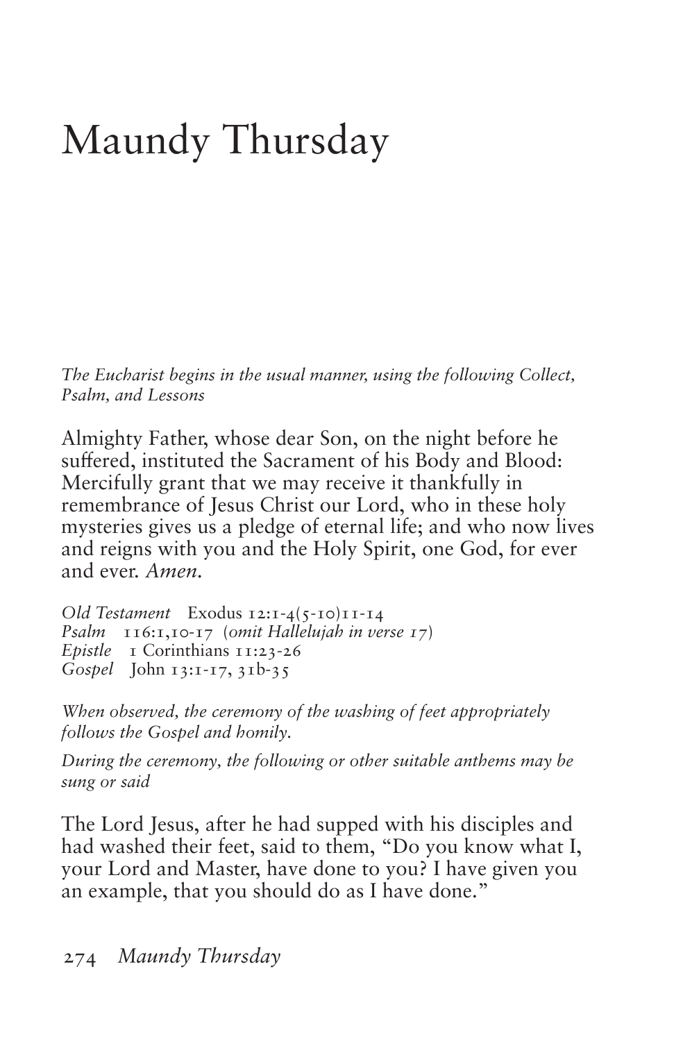# Maundy Thursday

*The Eucharist begins in the usual manner, using the following Collect, Psalm, and Lessons*

Almighty Father, whose dear Son, on the night before he suffered, instituted the Sacrament of his Body and Blood: Mercifully grant that we may receive it thankfully in remembrance of Jesus Christ our Lord, who in these holy mysteries gives us a pledge of eternal life; and who now lives and reigns with you and the Holy Spirit, one God, for ever and ever. *Amen.*

*Old Testament* Exodus 12:1-4(5-10)11-14
*Psalm* 116:1,10-17 (*omit Hallelujah in verse 17*)
*Epistle* 1 Corinthians 11:23-26
*Gospel* John 13:1-17, 31b-35

*When observed, the ceremony of the washing of feet appropriately follows the Gospel and homily.*

*During the ceremony, the following or other suitable anthems may be sung or said*

The Lord Jesus, after he had supped with his disciples and had washed their feet, said to them, "Do you know what I, your Lord and Master, have done to you? I have given you an example, that you should do as I have done."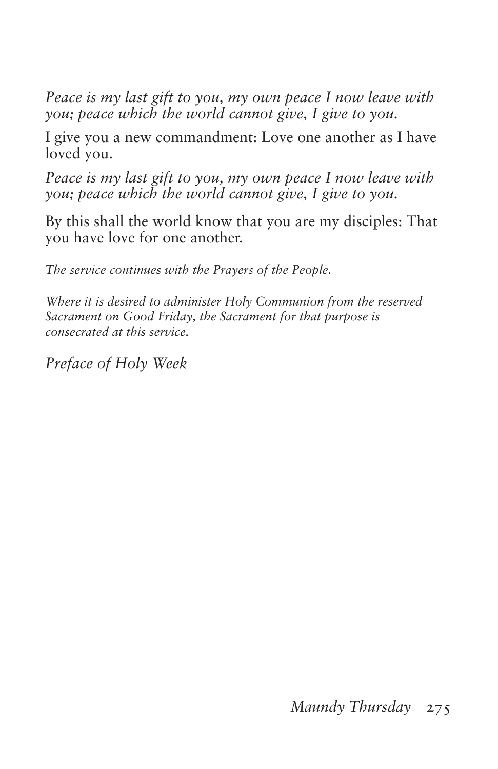*Peace is my last gift to you, my own peace I now leave with you; peace which the world cannot give, I give to you.*

I give you a new commandment: Love one another as I have loved you.

*Peace is my last gift to you, my own peace I now leave with you; peace which the world cannot give, I give to you.*

By this shall the world know that you are my disciples: That you have love for one another.

*The service continues with the Prayers of the People.*

*Where it is desired to administer Holy Communion from the reserved Sacrament on Good Friday, the Sacrament for that purpose is consecrated at this service.*

*Preface of Holy Week*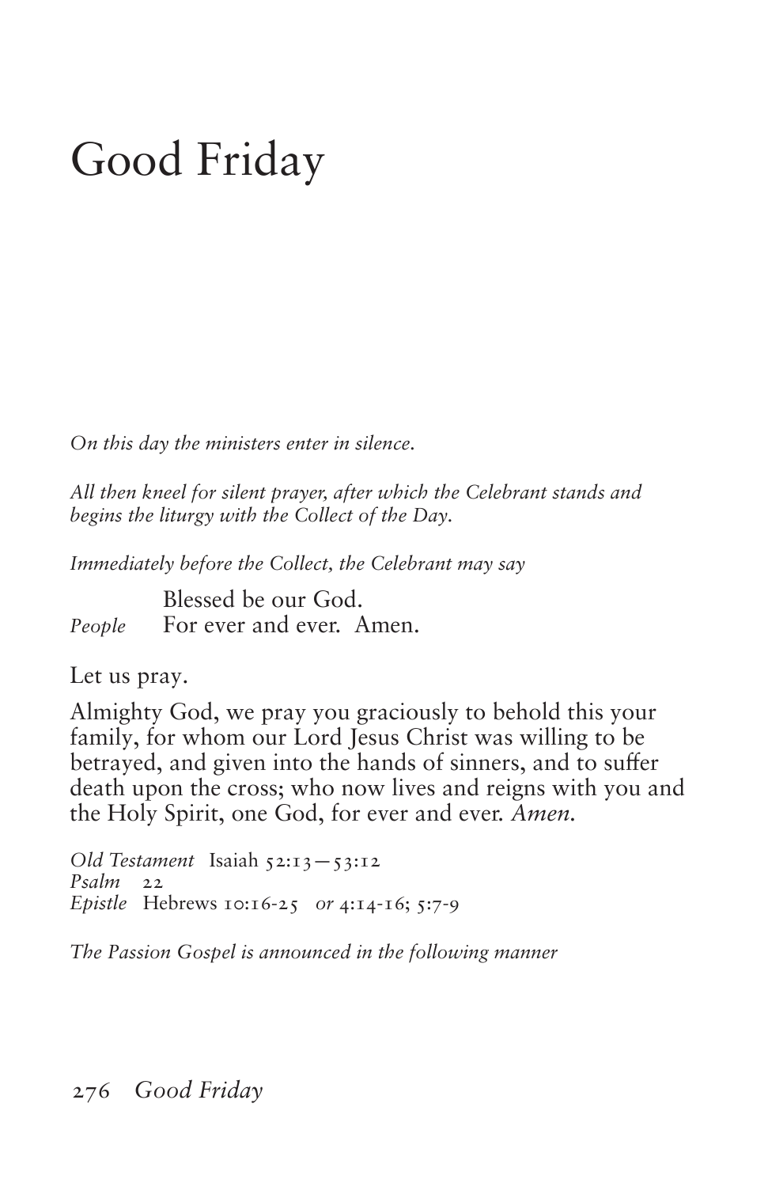# Good Friday

*On this day the ministers enter in silence.*

*All then kneel for silent prayer, after which the Celebrant stands and begins the liturgy with the Collect of the Day.*

*Immediately before the Collect, the Celebrant may say*

Blessed be our God.
*People* For ever and ever. Amen.

Let us pray.

Almighty God, we pray you graciously to behold this your family, for whom our Lord Jesus Christ was willing to be betrayed, and given into the hands of sinners, and to suffer death upon the cross; who now lives and reigns with you and the Holy Spirit, one God, for ever and ever. *Amen.*

*Old Testament* Isaiah 52:13—53:12
*Psalm* 22
*Epistle* Hebrews 10:16-25 *or* 4:14-16; 5:7-9

*The Passion Gospel is announced in the following manner*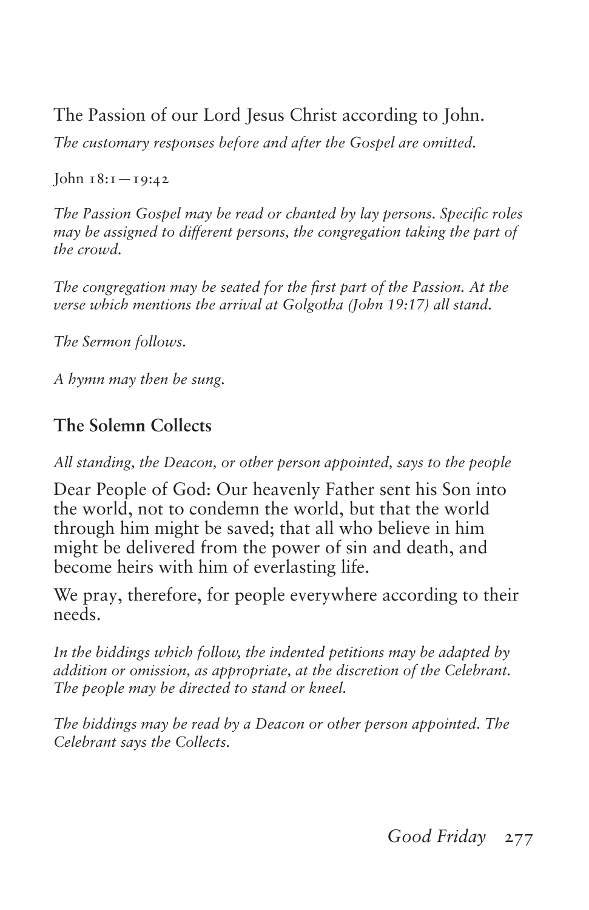The Passion of our Lord Jesus Christ according to John.

*The customary responses before and after the Gospel are omitted.*

John 18:1—19:42

*The Passion Gospel may be read or chanted by lay persons. Specific roles may be assigned to different persons, the congregation taking the part of the crowd.*

*The congregation may be seated for the first part of the Passion. At the verse which mentions the arrival at Golgotha (John 19:17) all stand.*

*The Sermon follows.*

*A hymn may then be sung.*

## The Solemn Collects

*All standing, the Deacon, or other person appointed, says to the people*

Dear People of God: Our heavenly Father sent his Son into the world, not to condemn the world, but that the world through him might be saved; that all who believe in him might be delivered from the power of sin and death, and become heirs with him of everlasting life.

We pray, therefore, for people everywhere according to their needs.

*In the biddings which follow, the indented petitions may be adapted by addition or omission, as appropriate, at the discretion of the Celebrant. The people may be directed to stand or kneel.*

*The biddings may be read by a Deacon or other person appointed. The Celebrant says the Collects.*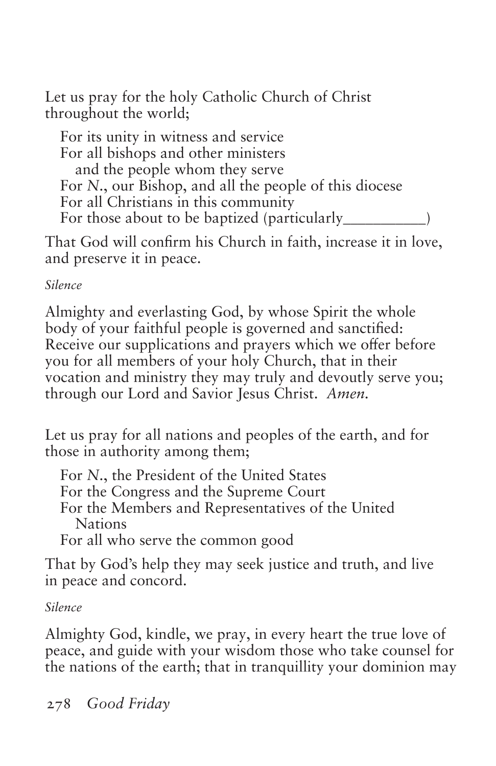Let us pray for the holy Catholic Church of Christ throughout the world;

For its unity in witness and service  
For all bishops and other ministers  
and the people whom they serve  
For *N*., our Bishop, and all the people of this diocese  
For all Christians in this community  
For those about to be baptized (particularly__________)

That God will confirm his Church in faith, increase it in love, and preserve it in peace.

*Silence*

Almighty and everlasting God, by whose Spirit the whole body of your faithful people is governed and sanctified: Receive our supplications and prayers which we offer before you for all members of your holy Church, that in their vocation and ministry they may truly and devoutly serve you; through our Lord and Savior Jesus Christ. *Amen.*

Let us pray for all nations and peoples of the earth, and for those in authority among them;

For *N*., the President of the United States  
For the Congress and the Supreme Court  
For the Members and Representatives of the United Nations  
For all who serve the common good

That by God's help they may seek justice and truth, and live in peace and concord.

*Silence*

Almighty God, kindle, we pray, in every heart the true love of peace, and guide with your wisdom those who take counsel for the nations of the earth; that in tranquillity your dominion may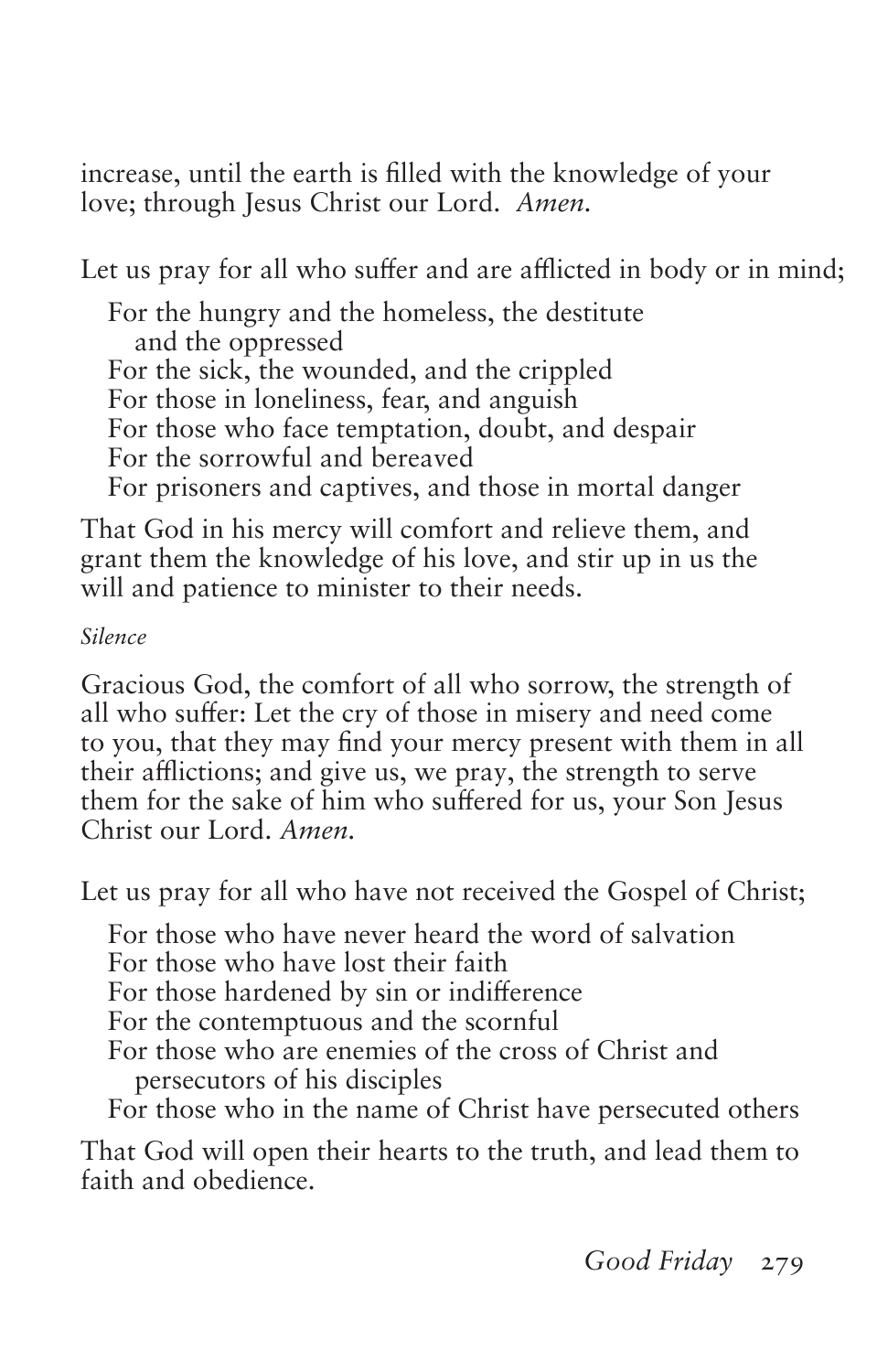increase, until the earth is filled with the knowledge of your love; through Jesus Christ our Lord. *Amen.*

Let us pray for all who suffer and are afflicted in body or in mind;

For the hungry and the homeless, the destitute and the oppressed
For the sick, the wounded, and the crippled
For those in loneliness, fear, and anguish
For those who face temptation, doubt, and despair
For the sorrowful and bereaved
For prisoners and captives, and those in mortal danger

That God in his mercy will comfort and relieve them, and grant them the knowledge of his love, and stir up in us the will and patience to minister to their needs.

*Silence*

Gracious God, the comfort of all who sorrow, the strength of all who suffer: Let the cry of those in misery and need come to you, that they may find your mercy present with them in all their afflictions; and give us, we pray, the strength to serve them for the sake of him who suffered for us, your Son Jesus Christ our Lord. *Amen.*

Let us pray for all who have not received the Gospel of Christ;

For those who have never heard the word of salvation
For those who have lost their faith
For those hardened by sin or indifference
For the contemptuous and the scornful
For those who are enemies of the cross of Christ and persecutors of his disciples
For those who in the name of Christ have persecuted others

That God will open their hearts to the truth, and lead them to faith and obedience.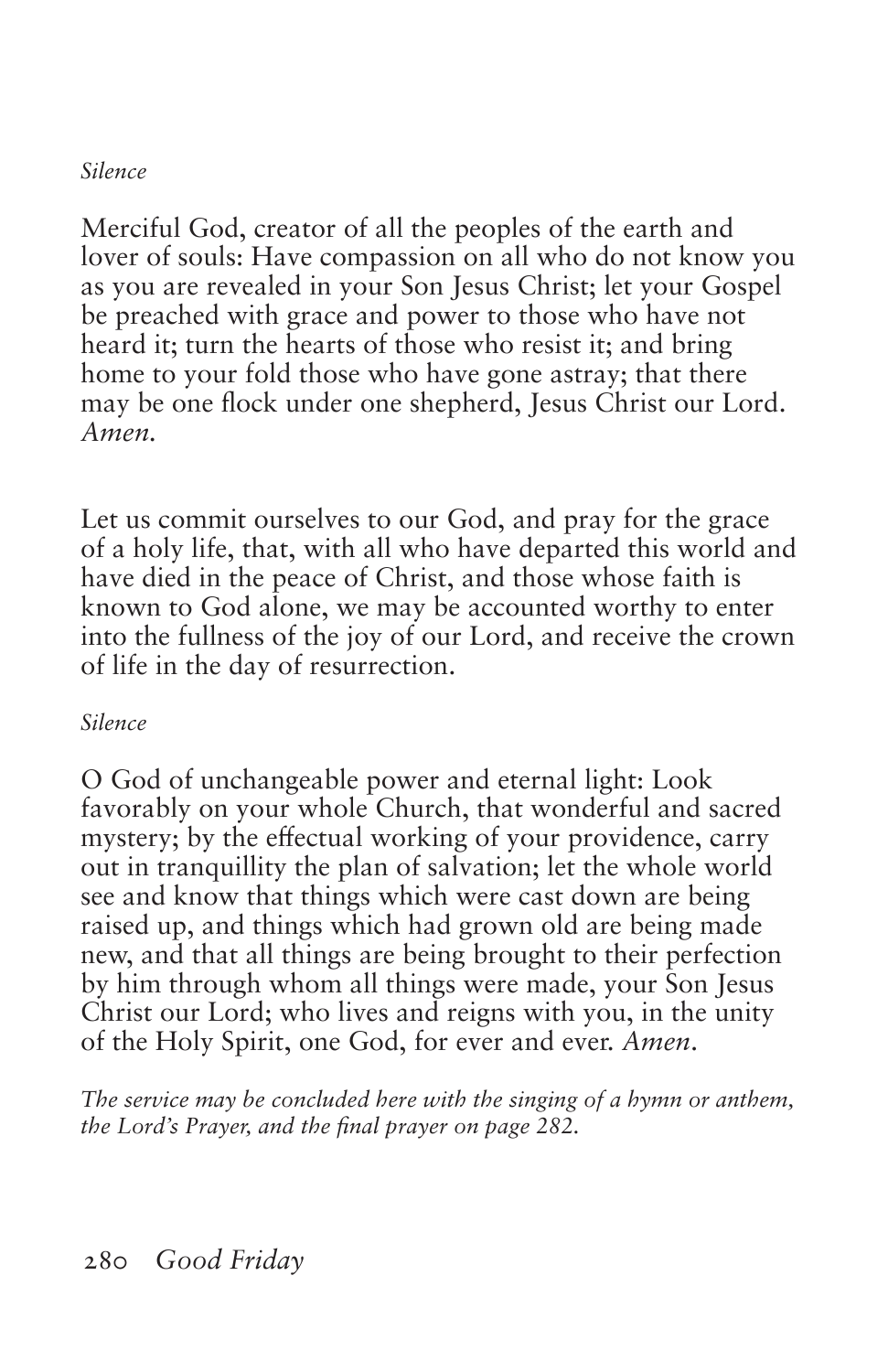*Silence*

Merciful God, creator of all the peoples of the earth and lover of souls: Have compassion on all who do not know you as you are revealed in your Son Jesus Christ; let your Gospel be preached with grace and power to those who have not heard it; turn the hearts of those who resist it; and bring home to your fold those who have gone astray; that there may be one flock under one shepherd, Jesus Christ our Lord. *Amen.*

Let us commit ourselves to our God, and pray for the grace of a holy life, that, with all who have departed this world and have died in the peace of Christ, and those whose faith is known to God alone, we may be accounted worthy to enter into the fullness of the joy of our Lord, and receive the crown of life in the day of resurrection.

*Silence*

O God of unchangeable power and eternal light: Look favorably on your whole Church, that wonderful and sacred mystery; by the effectual working of your providence, carry out in tranquillity the plan of salvation; let the whole world see and know that things which were cast down are being raised up, and things which had grown old are being made new, and that all things are being brought to their perfection by him through whom all things were made, your Son Jesus Christ our Lord; who lives and reigns with you, in the unity of the Holy Spirit, one God, for ever and ever. *Amen.*

*The service may be concluded here with the singing of a hymn or anthem, the Lord's Prayer, and the final prayer on page 282.*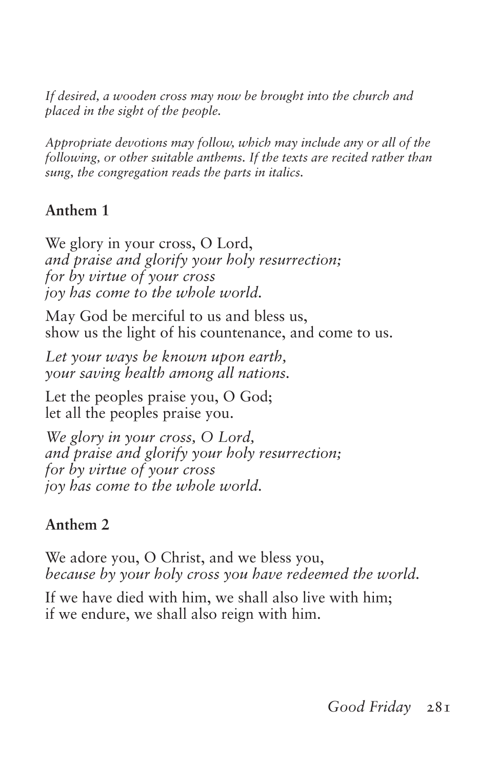*If desired, a wooden cross may now be brought into the church and placed in the sight of the people.*

*Appropriate devotions may follow, which may include any or all of the following, or other suitable anthems. If the texts are recited rather than sung, the congregation reads the parts in italics.*

**Anthem 1**

We glory in your cross, O Lord,  
*and praise and glorify your holy resurrection;*  
*for by virtue of your cross*  
*joy has come to the whole world.*

May God be merciful to us and bless us,  
show us the light of his countenance, and come to us.

*Let your ways be known upon earth,*  
*your saving health among all nations.*

Let the peoples praise you, O God;  
let all the peoples praise you.

*We glory in your cross, O Lord,*  
*and praise and glorify your holy resurrection;*  
*for by virtue of your cross*  
*joy has come to the whole world.*

**Anthem 2**

We adore you, O Christ, and we bless you,  
*because by your holy cross you have redeemed the world.*

If we have died with him, we shall also live with him;  
if we endure, we shall also reign with him.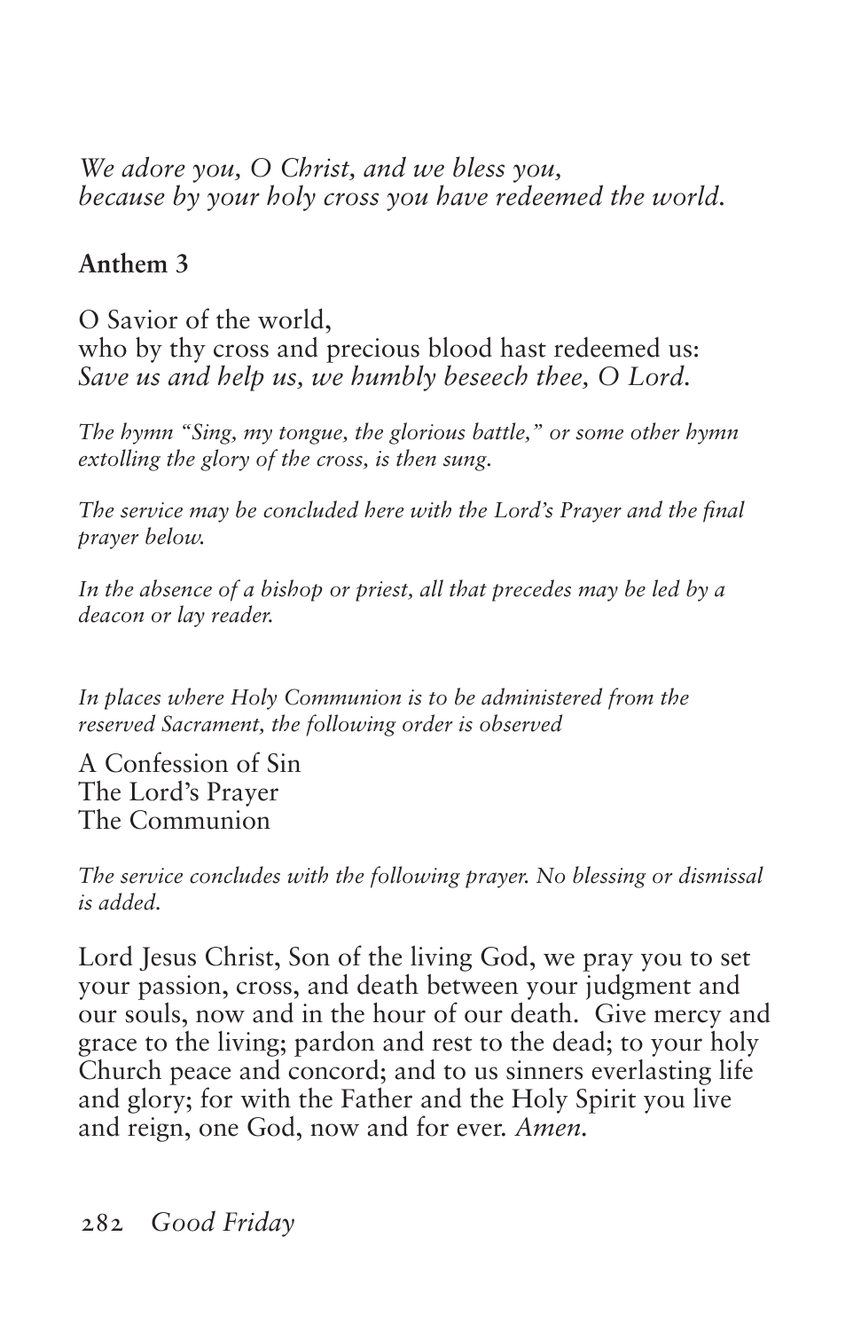*We adore you, O Christ, and we bless you,*
*because by your holy cross you have redeemed the world.*

**Anthem 3**

O Savior of the world,
who by thy cross and precious blood hast redeemed us:
*Save us and help us, we humbly beseech thee, O Lord.*

*The hymn "Sing, my tongue, the glorious battle," or some other hymn extolling the glory of the cross, is then sung.*

*The service may be concluded here with the Lord's Prayer and the final prayer below.*

*In the absence of a bishop or priest, all that precedes may be led by a deacon or lay reader.*

*In places where Holy Communion is to be administered from the reserved Sacrament, the following order is observed*

A Confession of Sin
The Lord's Prayer
The Communion

*The service concludes with the following prayer. No blessing or dismissal is added.*

Lord Jesus Christ, Son of the living God, we pray you to set your passion, cross, and death between your judgment and our souls, now and in the hour of our death. Give mercy and grace to the living; pardon and rest to the dead; to your holy Church peace and concord; and to us sinners everlasting life and glory; for with the Father and the Holy Spirit you live and reign, one God, now and for ever. *Amen.*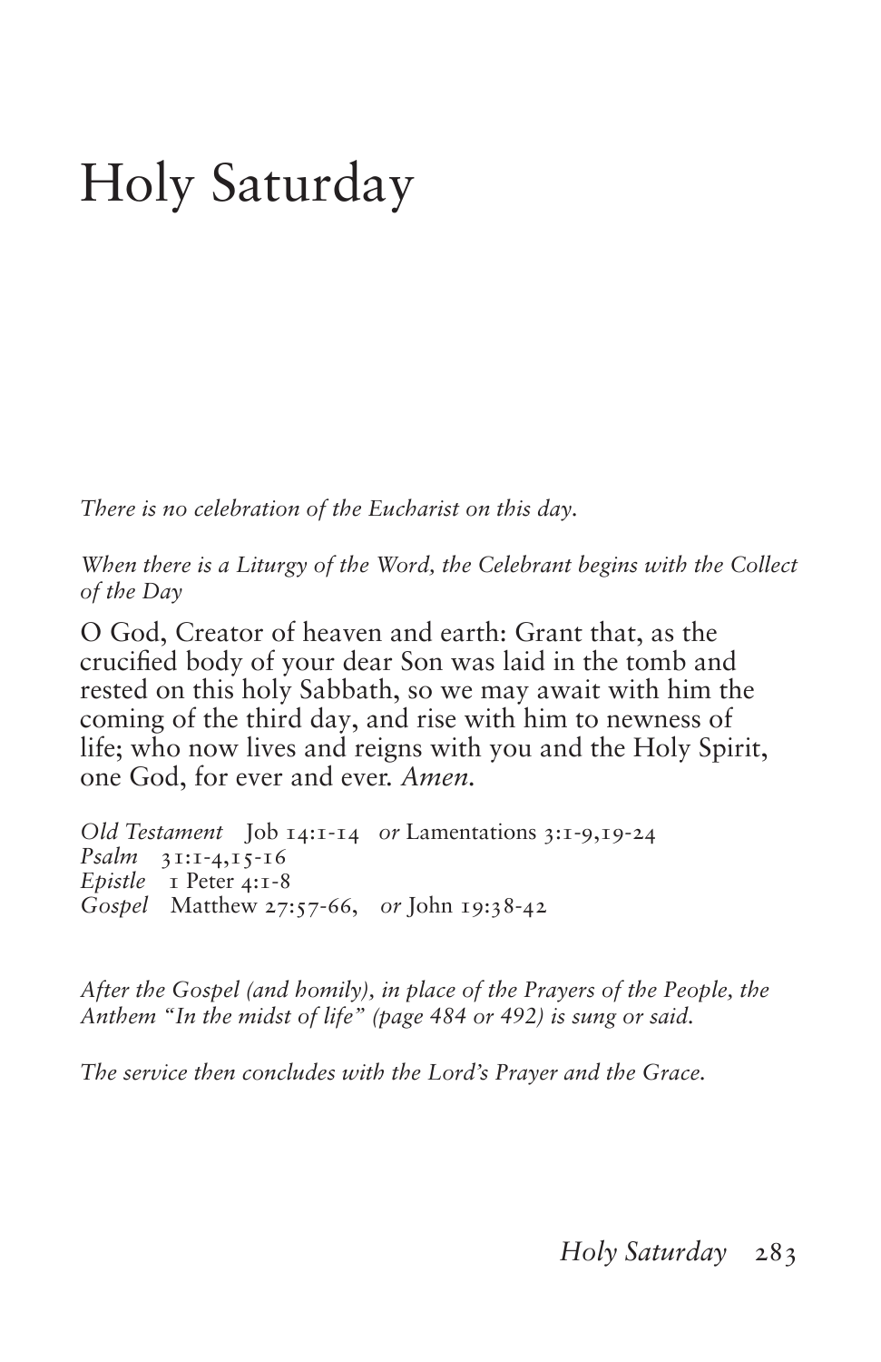# Holy Saturday

*There is no celebration of the Eucharist on this day.*

*When there is a Liturgy of the Word, the Celebrant begins with the Collect of the Day*

O God, Creator of heaven and earth: Grant that, as the crucified body of your dear Son was laid in the tomb and rested on this holy Sabbath, so we may await with him the coming of the third day, and rise with him to newness of life; who now lives and reigns with you and the Holy Spirit, one God, for ever and ever. *Amen.*

*Old Testament* Job 14:1-14 *or* Lamentations 3:1-9,19-24
*Psalm* 31:1-4,15-16
*Epistle* 1 Peter 4:1-8
*Gospel* Matthew 27:57-66, *or* John 19:38-42

*After the Gospel (and homily), in place of the Prayers of the People, the Anthem "In the midst of life" (page 484 or 492) is sung or said.*

*The service then concludes with the Lord's Prayer and the Grace.*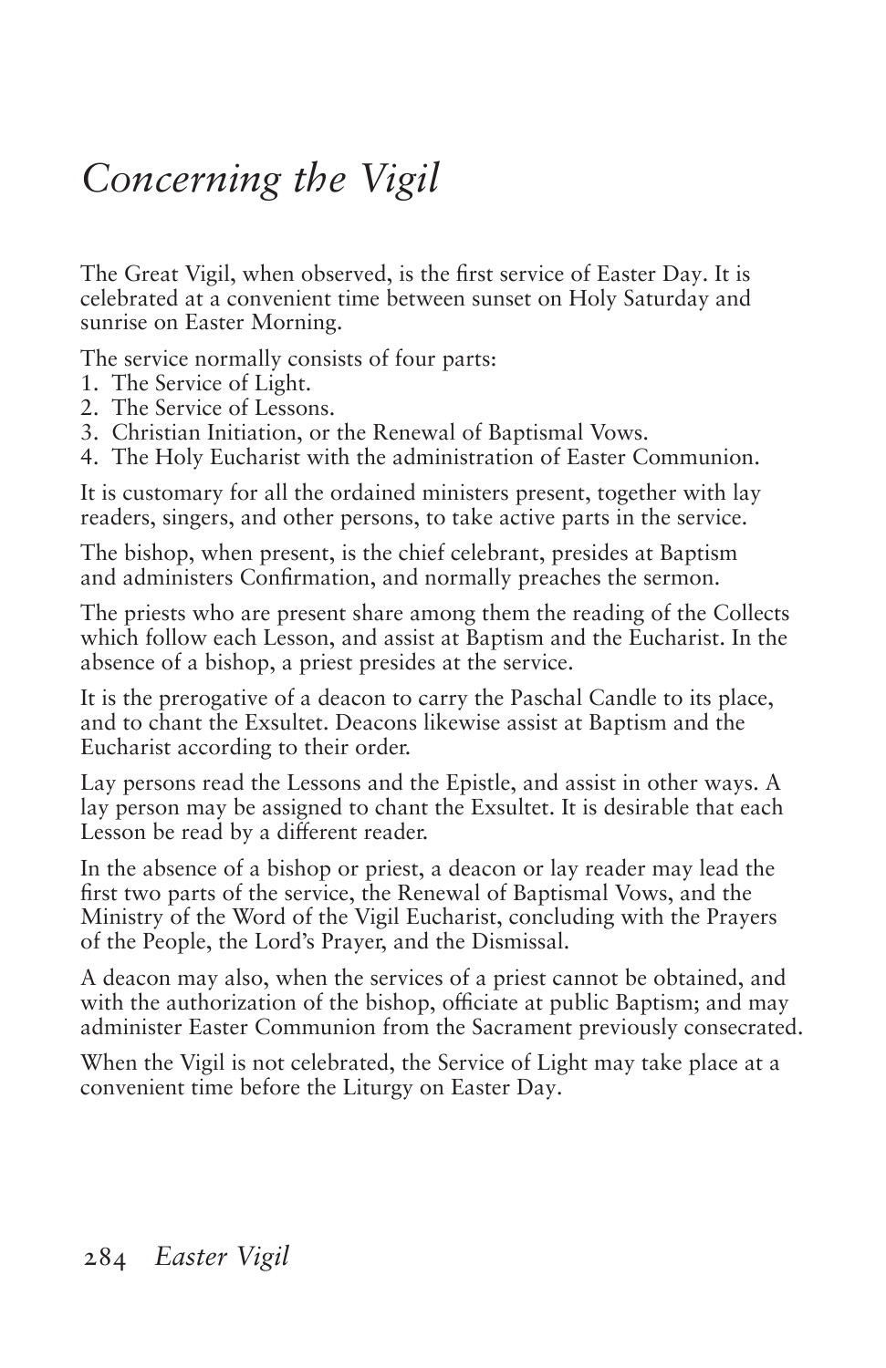# *Concerning the Vigil*

The Great Vigil, when observed, is the first service of Easter Day. It is celebrated at a convenient time between sunset on Holy Saturday and sunrise on Easter Morning.

The service normally consists of four parts:

1. The Service of Light.
2. The Service of Lessons.
3. Christian Initiation, or the Renewal of Baptismal Vows.
4. The Holy Eucharist with the administration of Easter Communion.

It is customary for all the ordained ministers present, together with lay readers, singers, and other persons, to take active parts in the service.

The bishop, when present, is the chief celebrant, presides at Baptism and administers Confirmation, and normally preaches the sermon.

The priests who are present share among them the reading of the Collects which follow each Lesson, and assist at Baptism and the Eucharist. In the absence of a bishop, a priest presides at the service.

It is the prerogative of a deacon to carry the Paschal Candle to its place, and to chant the Exsultet. Deacons likewise assist at Baptism and the Eucharist according to their order.

Lay persons read the Lessons and the Epistle, and assist in other ways. A lay person may be assigned to chant the Exsultet. It is desirable that each Lesson be read by a different reader.

In the absence of a bishop or priest, a deacon or lay reader may lead the first two parts of the service, the Renewal of Baptismal Vows, and the Ministry of the Word of the Vigil Eucharist, concluding with the Prayers of the People, the Lord's Prayer, and the Dismissal.

A deacon may also, when the services of a priest cannot be obtained, and with the authorization of the bishop, officiate at public Baptism; and may administer Easter Communion from the Sacrament previously consecrated.

When the Vigil is not celebrated, the Service of Light may take place at a convenient time before the Liturgy on Easter Day.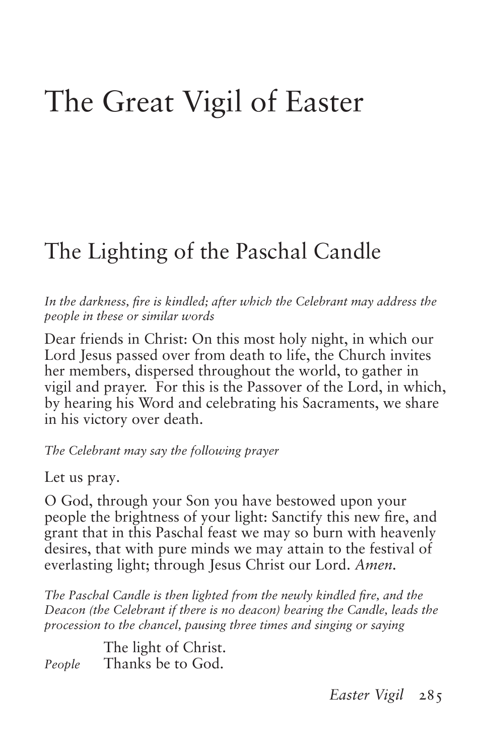# The Great Vigil of Easter

## The Lighting of the Paschal Candle

*In the darkness, fire is kindled; after which the Celebrant may address the people in these or similar words*

Dear friends in Christ: On this most holy night, in which our Lord Jesus passed over from death to life, the Church invites her members, dispersed throughout the world, to gather in vigil and prayer. For this is the Passover of the Lord, in which, by hearing his Word and celebrating his Sacraments, we share in his victory over death.

*The Celebrant may say the following prayer*

Let us pray.

O God, through your Son you have bestowed upon your people the brightness of your light: Sanctify this new fire, and grant that in this Paschal feast we may so burn with heavenly desires, that with pure minds we may attain to the festival of everlasting light; through Jesus Christ our Lord. *Amen.*

*The Paschal Candle is then lighted from the newly kindled fire, and the Deacon (the Celebrant if there is no deacon) bearing the Candle, leads the procession to the chancel, pausing three times and singing or saying*

The light of Christ.
*People* Thanks be to God.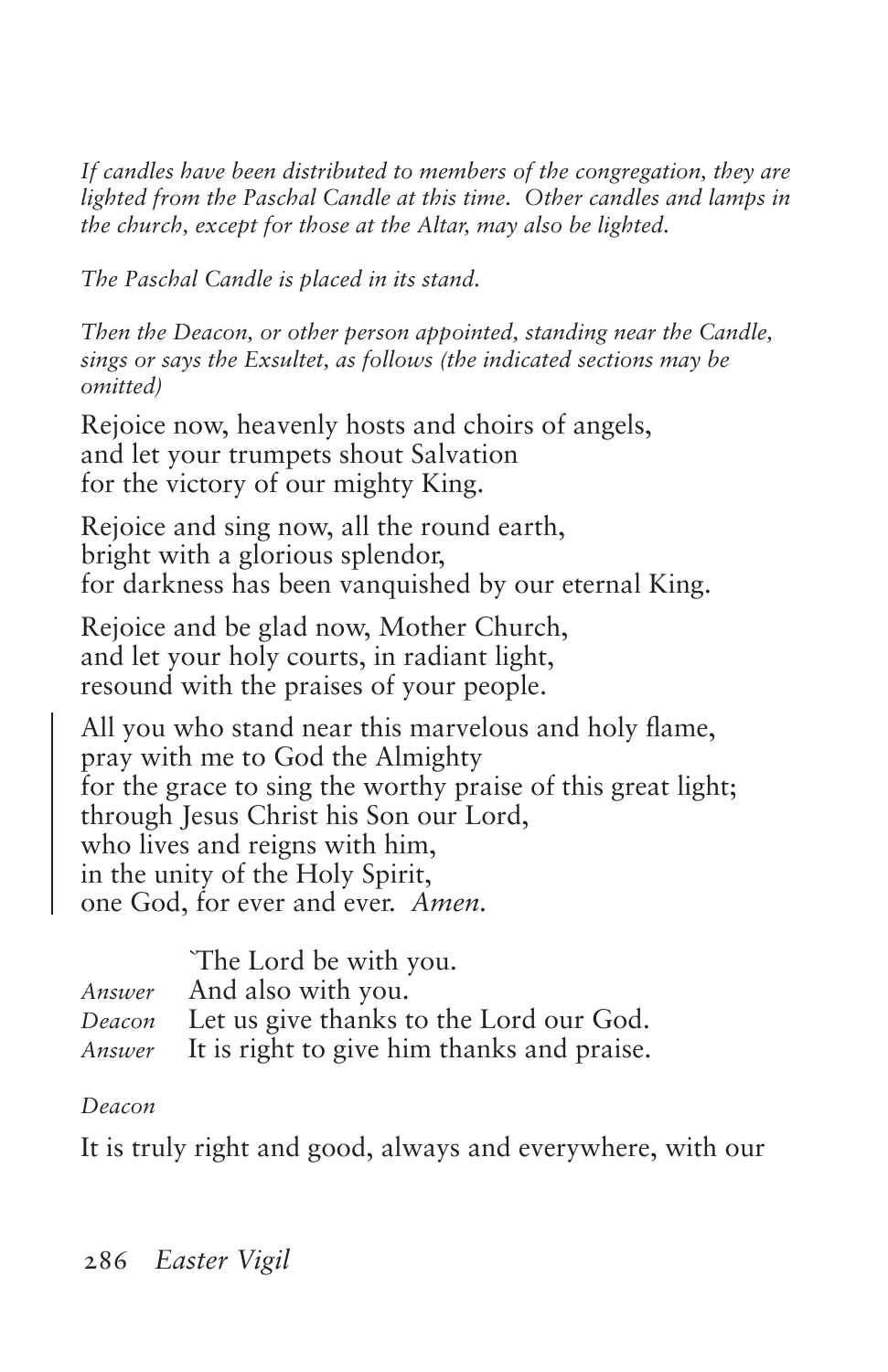*If candles have been distributed to members of the congregation, they are lighted from the Paschal Candle at this time. Other candles and lamps in the church, except for those at the Altar, may also be lighted.*

*The Paschal Candle is placed in its stand.*

*Then the Deacon, or other person appointed, standing near the Candle, sings or says the Exsultet, as follows (the indicated sections may be omitted)*

Rejoice now, heavenly hosts and choirs of angels,
and let your trumpets shout Salvation
for the victory of our mighty King.

Rejoice and sing now, all the round earth,
bright with a glorious splendor,
for darkness has been vanquished by our eternal King.

Rejoice and be glad now, Mother Church,
and let your holy courts, in radiant light,
resound with the praises of your people.

All you who stand near this marvelous and holy flame,
pray with me to God the Almighty
for the grace to sing the worthy praise of this great light;
through Jesus Christ his Son our Lord,
who lives and reigns with him,
in the unity of the Holy Spirit,
one God, for ever and ever. *Amen.*

`The Lord be with you.
*Answer* And also with you.
*Deacon* Let us give thanks to the Lord our God.
*Answer* It is right to give him thanks and praise.

*Deacon*

It is truly right and good, always and everywhere, with our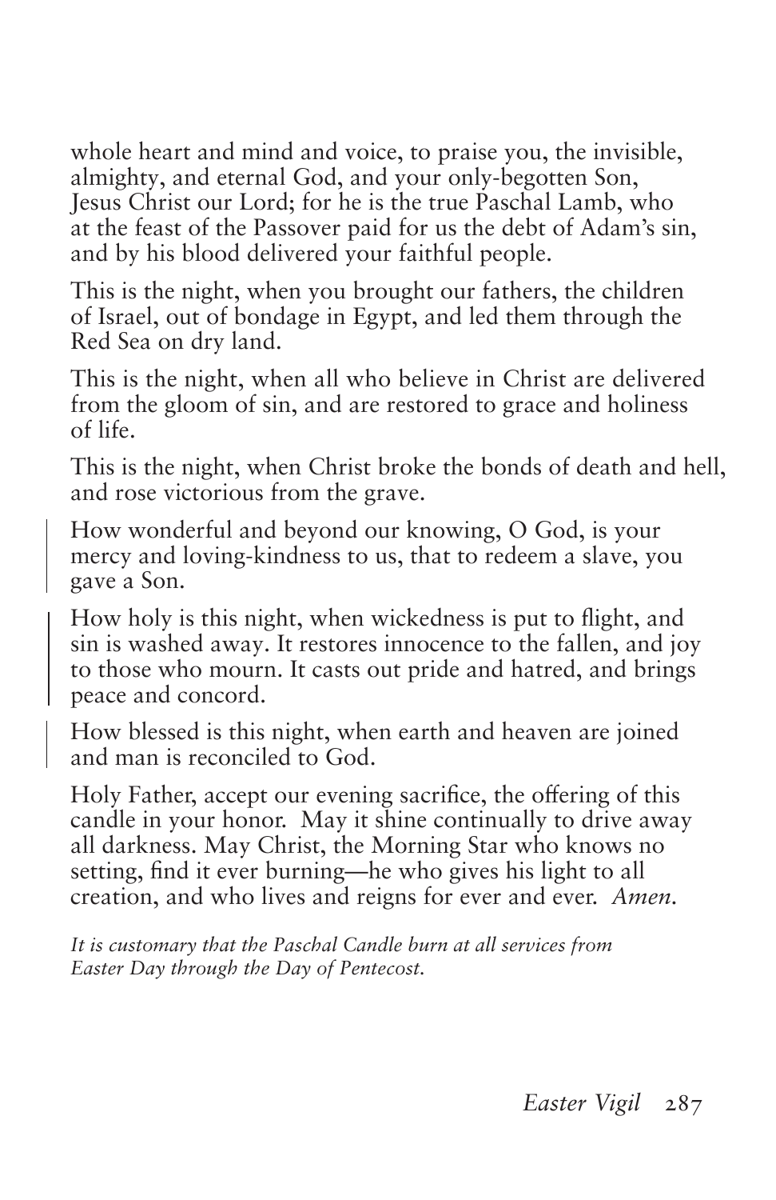whole heart and mind and voice, to praise you, the invisible, almighty, and eternal God, and your only-begotten Son, Jesus Christ our Lord; for he is the true Paschal Lamb, who at the feast of the Passover paid for us the debt of Adam's sin, and by his blood delivered your faithful people.

This is the night, when you brought our fathers, the children of Israel, out of bondage in Egypt, and led them through the Red Sea on dry land.

This is the night, when all who believe in Christ are delivered from the gloom of sin, and are restored to grace and holiness of life.

This is the night, when Christ broke the bonds of death and hell, and rose victorious from the grave.

How wonderful and beyond our knowing, O God, is your mercy and loving-kindness to us, that to redeem a slave, you gave a Son.

How holy is this night, when wickedness is put to flight, and sin is washed away. It restores innocence to the fallen, and joy to those who mourn. It casts out pride and hatred, and brings peace and concord.

How blessed is this night, when earth and heaven are joined and man is reconciled to God.

Holy Father, accept our evening sacrifice, the offering of this candle in your honor. May it shine continually to drive away all darkness. May Christ, the Morning Star who knows no setting, find it ever burning—he who gives his light to all creation, and who lives and reigns for ever and ever. *Amen.*

*It is customary that the Paschal Candle burn at all services from Easter Day through the Day of Pentecost.*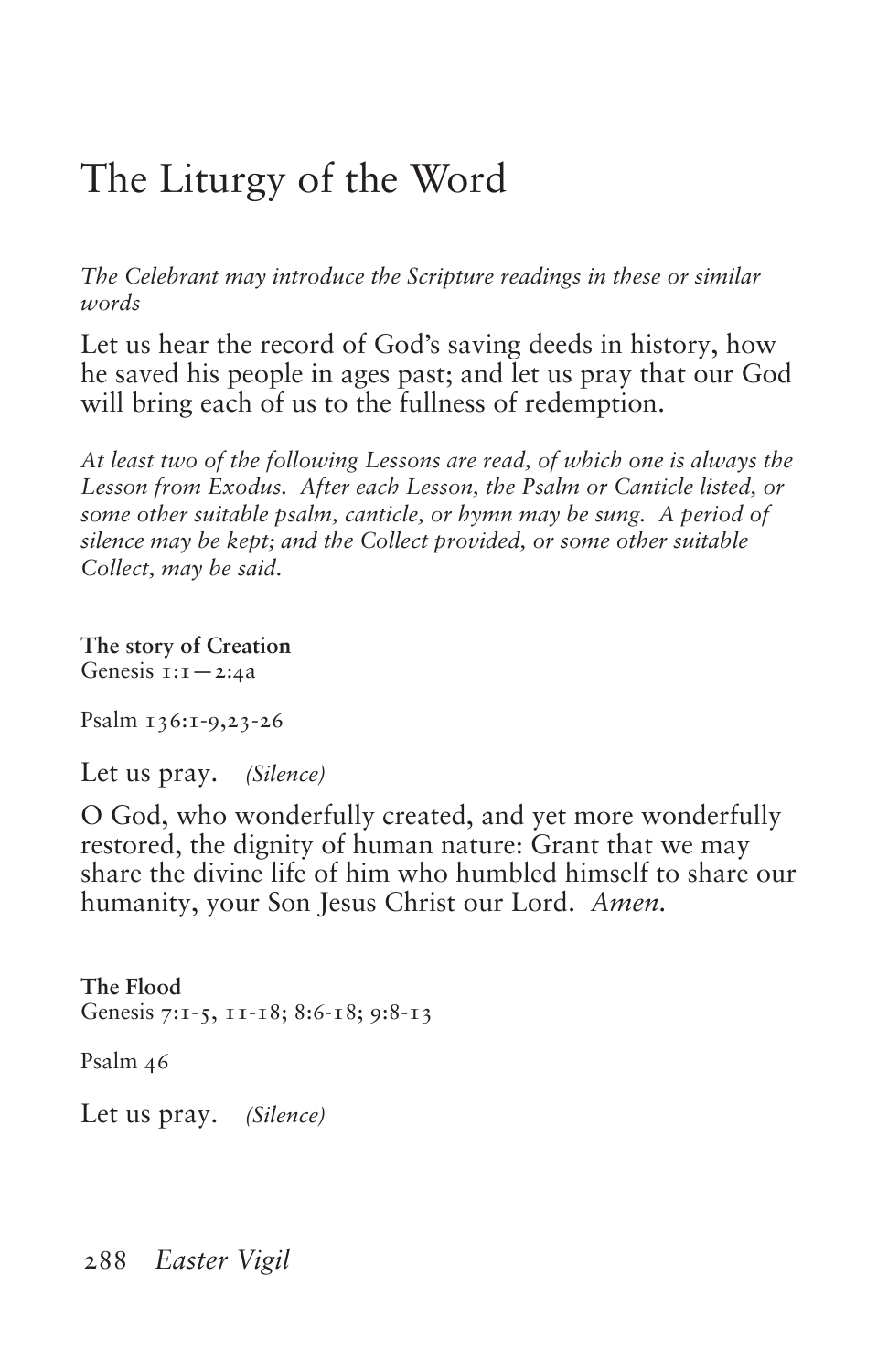# The Liturgy of the Word

*The Celebrant may introduce the Scripture readings in these or similar words*

Let us hear the record of God's saving deeds in history, how he saved his people in ages past; and let us pray that our God will bring each of us to the fullness of redemption.

*At least two of the following Lessons are read, of which one is always the Lesson from Exodus. After each Lesson, the Psalm or Canticle listed, or some other suitable psalm, canticle, or hymn may be sung. A period of silence may be kept; and the Collect provided, or some other suitable Collect, may be said.*

**The story of Creation**
Genesis 1:1—2:4a

Psalm 136:1-9,23-26

Let us pray. *(Silence)*

O God, who wonderfully created, and yet more wonderfully restored, the dignity of human nature: Grant that we may share the divine life of him who humbled himself to share our humanity, your Son Jesus Christ our Lord. *Amen.*

**The Flood**
Genesis 7:1-5, 11-18; 8:6-18; 9:8-13

Psalm 46

Let us pray. *(Silence)*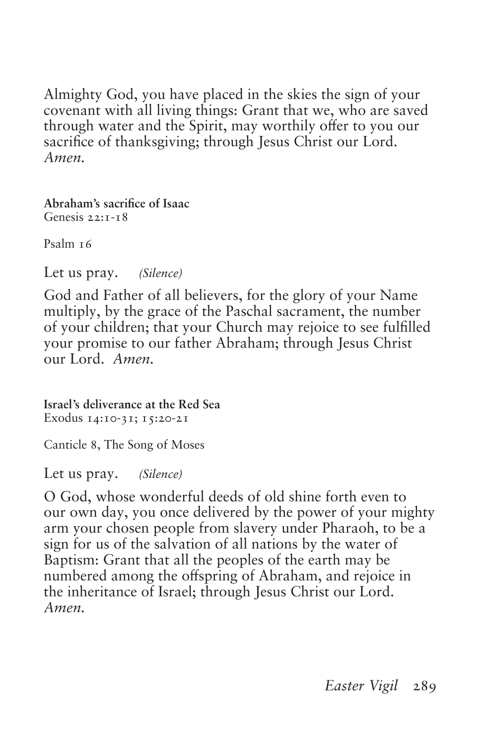Almighty God, you have placed in the skies the sign of your covenant with all living things: Grant that we, who are saved through water and the Spirit, may worthily offer to you our sacrifice of thanksgiving; through Jesus Christ our Lord. *Amen.*

**Abraham's sacrifice of Isaac**
Genesis 22:1-18

Psalm 16

Let us pray. *(Silence)*

God and Father of all believers, for the glory of your Name multiply, by the grace of the Paschal sacrament, the number of your children; that your Church may rejoice to see fulfilled your promise to our father Abraham; through Jesus Christ our Lord. *Amen.*

**Israel's deliverance at the Red Sea**
Exodus 14:10-31; 15:20-21

Canticle 8, The Song of Moses

Let us pray. *(Silence)*

O God, whose wonderful deeds of old shine forth even to our own day, you once delivered by the power of your mighty arm your chosen people from slavery under Pharaoh, to be a sign for us of the salvation of all nations by the water of Baptism: Grant that all the peoples of the earth may be numbered among the offspring of Abraham, and rejoice in the inheritance of Israel; through Jesus Christ our Lord. *Amen.*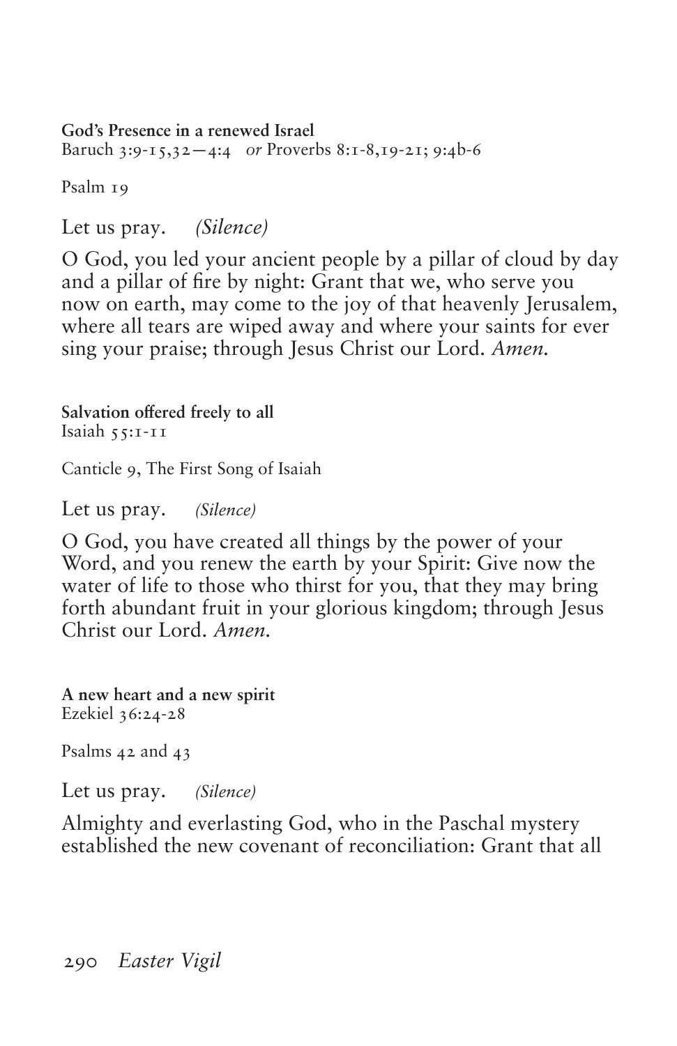**God's Presence in a renewed Israel**
Baruch 3:9-15,32—4:4 *or* Proverbs 8:1-8,19-21; 9:4b-6

Psalm 19

Let us pray. *(Silence)*

O God, you led your ancient people by a pillar of cloud by day and a pillar of fire by night: Grant that we, who serve you now on earth, may come to the joy of that heavenly Jerusalem, where all tears are wiped away and where your saints for ever sing your praise; through Jesus Christ our Lord. *Amen.*

**Salvation offered freely to all**
Isaiah 55:1-11

Canticle 9, The First Song of Isaiah

Let us pray. *(Silence)*

O God, you have created all things by the power of your Word, and you renew the earth by your Spirit: Give now the water of life to those who thirst for you, that they may bring forth abundant fruit in your glorious kingdom; through Jesus Christ our Lord. *Amen.*

**A new heart and a new spirit**
Ezekiel 36:24-28

Psalms 42 and 43

Let us pray. *(Silence)*

Almighty and everlasting God, who in the Paschal mystery established the new covenant of reconciliation: Grant that all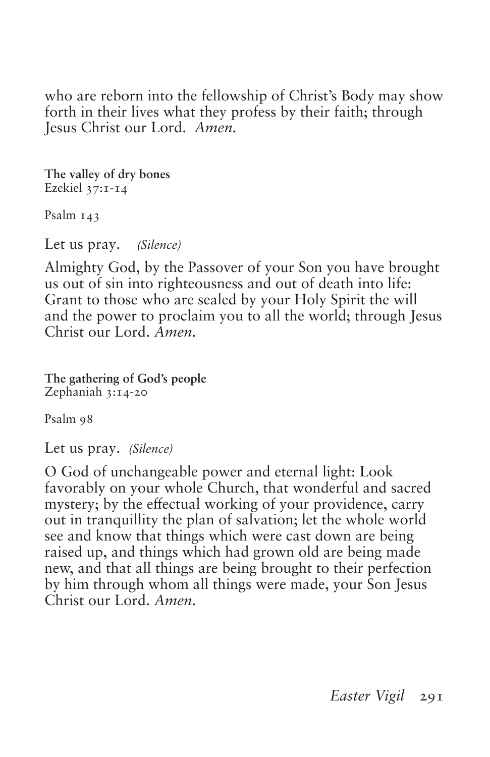who are reborn into the fellowship of Christ's Body may show forth in their lives what they profess by their faith; through Jesus Christ our Lord. *Amen.*

**The valley of dry bones**
Ezekiel 37:1-14

Psalm 143

Let us pray. *(Silence)*

Almighty God, by the Passover of your Son you have brought us out of sin into righteousness and out of death into life: Grant to those who are sealed by your Holy Spirit the will and the power to proclaim you to all the world; through Jesus Christ our Lord. *Amen.*

**The gathering of God's people**
Zephaniah 3:14-20

Psalm 98

Let us pray. *(Silence)*

O God of unchangeable power and eternal light: Look favorably on your whole Church, that wonderful and sacred mystery; by the effectual working of your providence, carry out in tranquillity the plan of salvation; let the whole world see and know that things which were cast down are being raised up, and things which had grown old are being made new, and that all things are being brought to their perfection by him through whom all things were made, your Son Jesus Christ our Lord. *Amen.*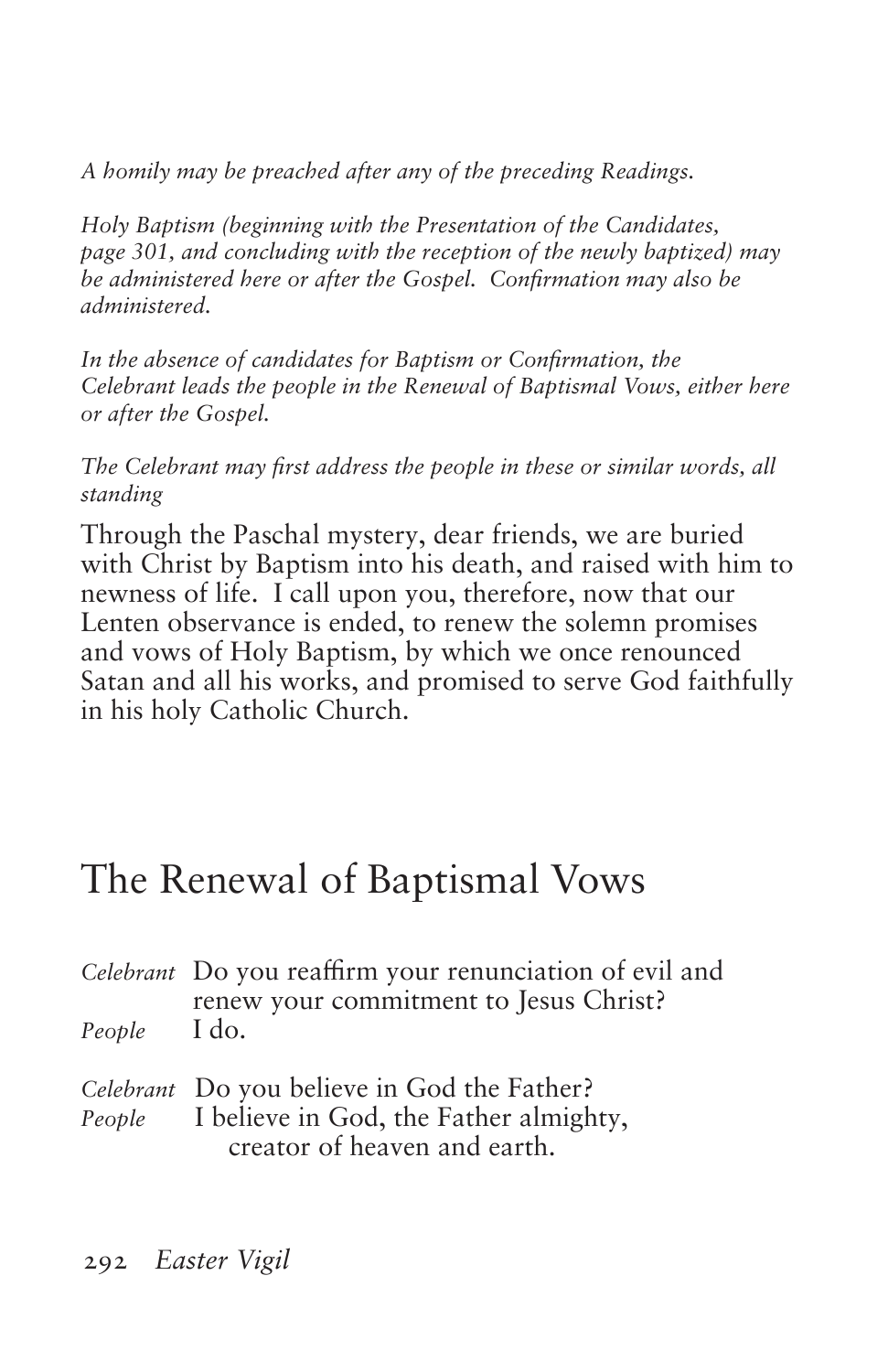*A homily may be preached after any of the preceding Readings.*

*Holy Baptism (beginning with the Presentation of the Candidates, page 301, and concluding with the reception of the newly baptized) may be administered here or after the Gospel. Confirmation may also be administered.*

*In the absence of candidates for Baptism or Confirmation, the Celebrant leads the people in the Renewal of Baptismal Vows, either here or after the Gospel.*

*The Celebrant may first address the people in these or similar words, all standing*

Through the Paschal mystery, dear friends, we are buried with Christ by Baptism into his death, and raised with him to newness of life. I call upon you, therefore, now that our Lenten observance is ended, to renew the solemn promises and vows of Holy Baptism, by which we once renounced Satan and all his works, and promised to serve God faithfully in his holy Catholic Church.

# The Renewal of Baptismal Vows

*Celebrant* Do you reaffirm your renunciation of evil and renew your commitment to Jesus Christ?
*People* I do.

*Celebrant* Do you believe in God the Father?
*People* I believe in God, the Father almighty,
creator of heaven and earth.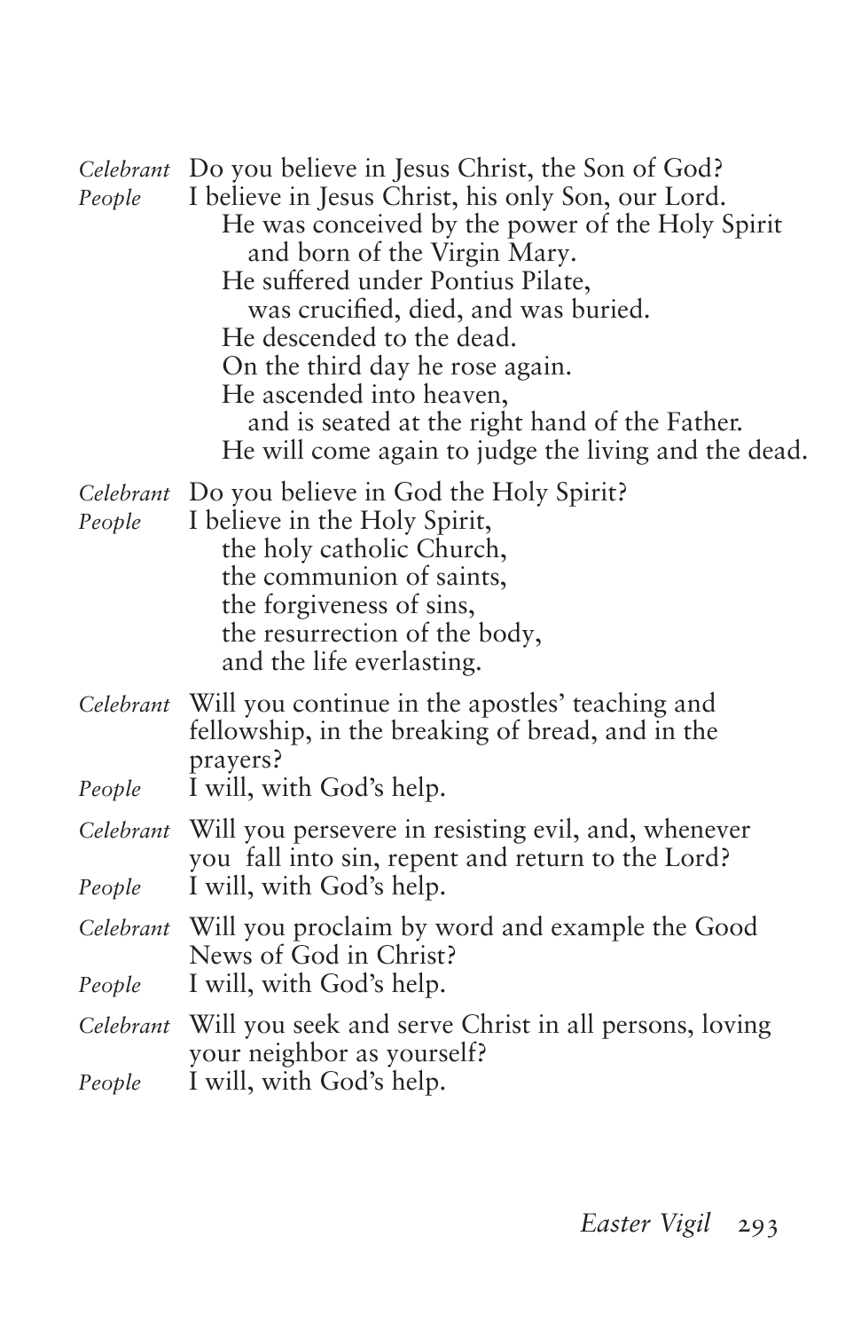*Celebrant* Do you believe in Jesus Christ, the Son of God?
*People* I believe in Jesus Christ, his only Son, our Lord.
He was conceived by the power of the Holy Spirit
and born of the Virgin Mary.
He suffered under Pontius Pilate,
was crucified, died, and was buried.
He descended to the dead.
On the third day he rose again.
He ascended into heaven,
and is seated at the right hand of the Father.
He will come again to judge the living and the dead.

*Celebrant* Do you believe in God the Holy Spirit?
*People* I believe in the Holy Spirit,
the holy catholic Church,
the communion of saints,
the forgiveness of sins,
the resurrection of the body,
and the life everlasting.

*Celebrant* Will you continue in the apostles' teaching and fellowship, in the breaking of bread, and in the prayers?
*People* I will, with God's help.

*Celebrant* Will you persevere in resisting evil, and, whenever you fall into sin, repent and return to the Lord?
*People* I will, with God's help.

*Celebrant* Will you proclaim by word and example the Good News of God in Christ?
*People* I will, with God's help.

*Celebrant* Will you seek and serve Christ in all persons, loving your neighbor as yourself?
*People* I will, with God's help.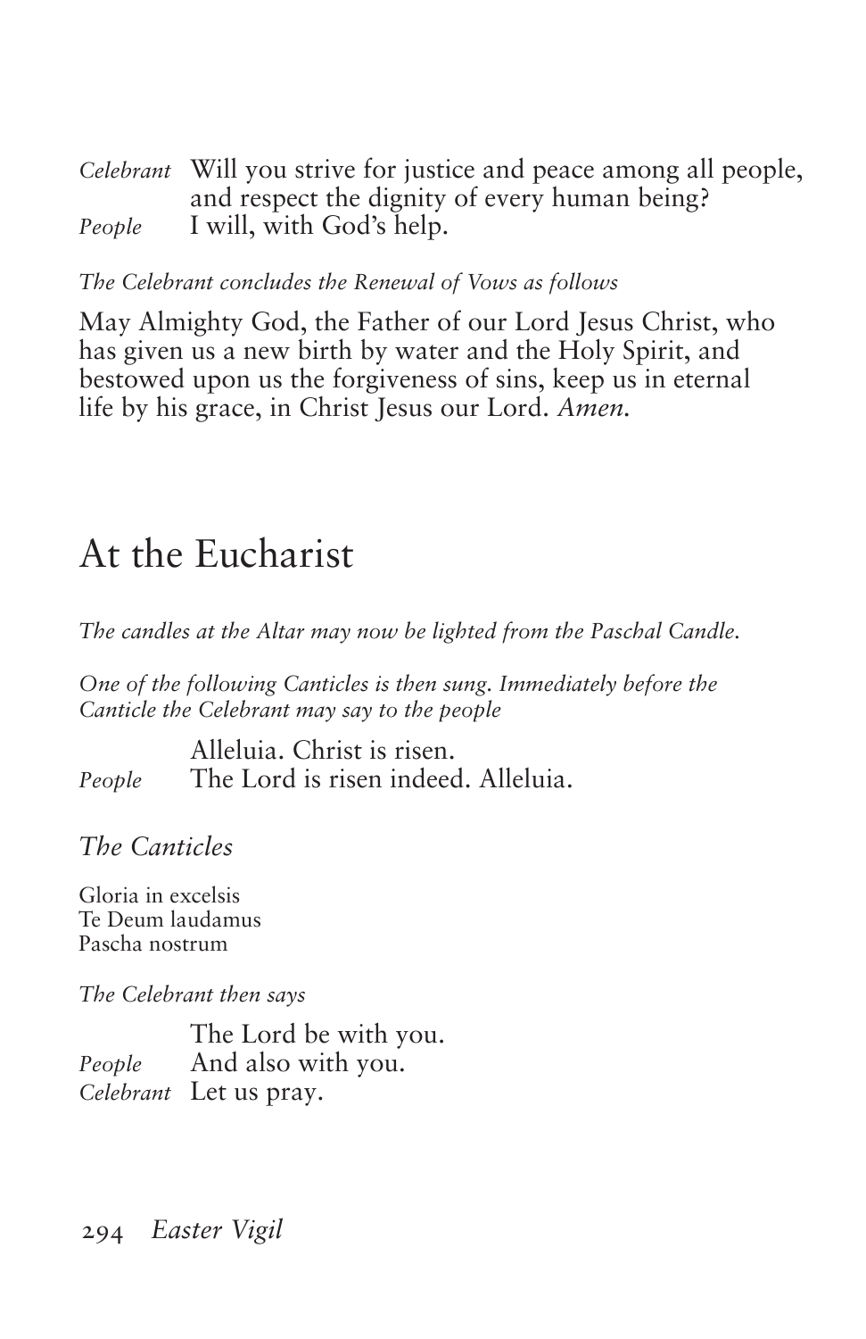*Celebrant* Will you strive for justice and peace among all people, and respect the dignity of every human being?
*People* I will, with God's help.

*The Celebrant concludes the Renewal of Vows as follows*

May Almighty God, the Father of our Lord Jesus Christ, who has given us a new birth by water and the Holy Spirit, and bestowed upon us the forgiveness of sins, keep us in eternal life by his grace, in Christ Jesus our Lord. *Amen.*

# At the Eucharist

*The candles at the Altar may now be lighted from the Paschal Candle.*

*One of the following Canticles is then sung. Immediately before the Canticle the Celebrant may say to the people*

Alleluia. Christ is risen.
*People* The Lord is risen indeed. Alleluia.

*The Canticles*

Gloria in excelsis
Te Deum laudamus
Pascha nostrum

*The Celebrant then says*

The Lord be with you.
*People* And also with you.
*Celebrant* Let us pray.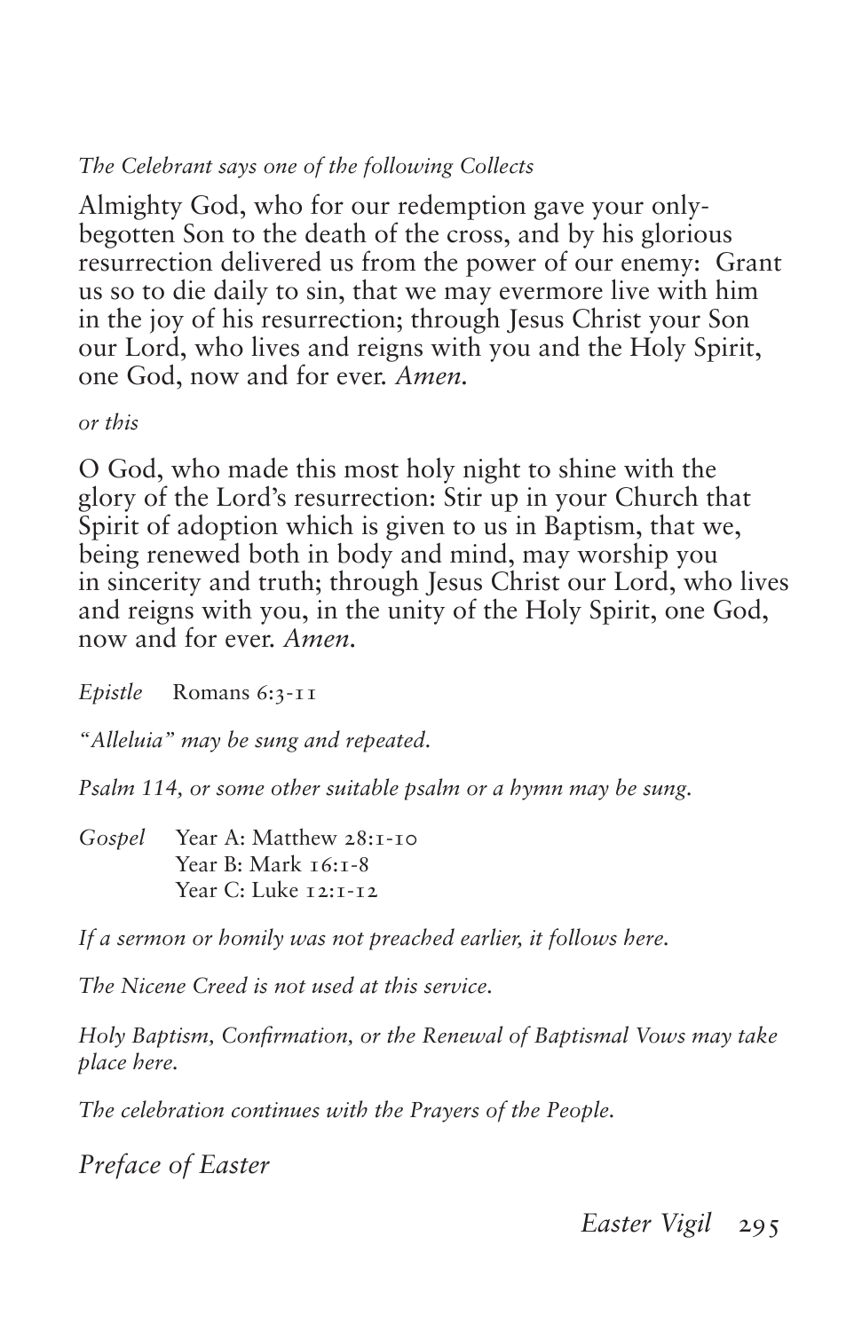*The Celebrant says one of the following Collects*

Almighty God, who for our redemption gave your only-begotten Son to the death of the cross, and by his glorious resurrection delivered us from the power of our enemy: Grant us so to die daily to sin, that we may evermore live with him in the joy of his resurrection; through Jesus Christ your Son our Lord, who lives and reigns with you and the Holy Spirit, one God, now and for ever. *Amen.*

*or this*

O God, who made this most holy night to shine with the glory of the Lord's resurrection: Stir up in your Church that Spirit of adoption which is given to us in Baptism, that we, being renewed both in body and mind, may worship you in sincerity and truth; through Jesus Christ our Lord, who lives and reigns with you, in the unity of the Holy Spirit, one God, now and for ever. *Amen.*

*Epistle* Romans 6:3-11

*"Alleluia" may be sung and repeated.*

*Psalm 114, or some other suitable psalm or a hymn may be sung.*

*Gospel* Year A: Matthew 28:1-10
Year B: Mark 16:1-8
Year C: Luke 12:1-12

*If a sermon or homily was not preached earlier, it follows here.*

*The Nicene Creed is not used at this service.*

*Holy Baptism, Confirmation, or the Renewal of Baptismal Vows may take place here.*

*The celebration continues with the Prayers of the People.*

*Preface of Easter*